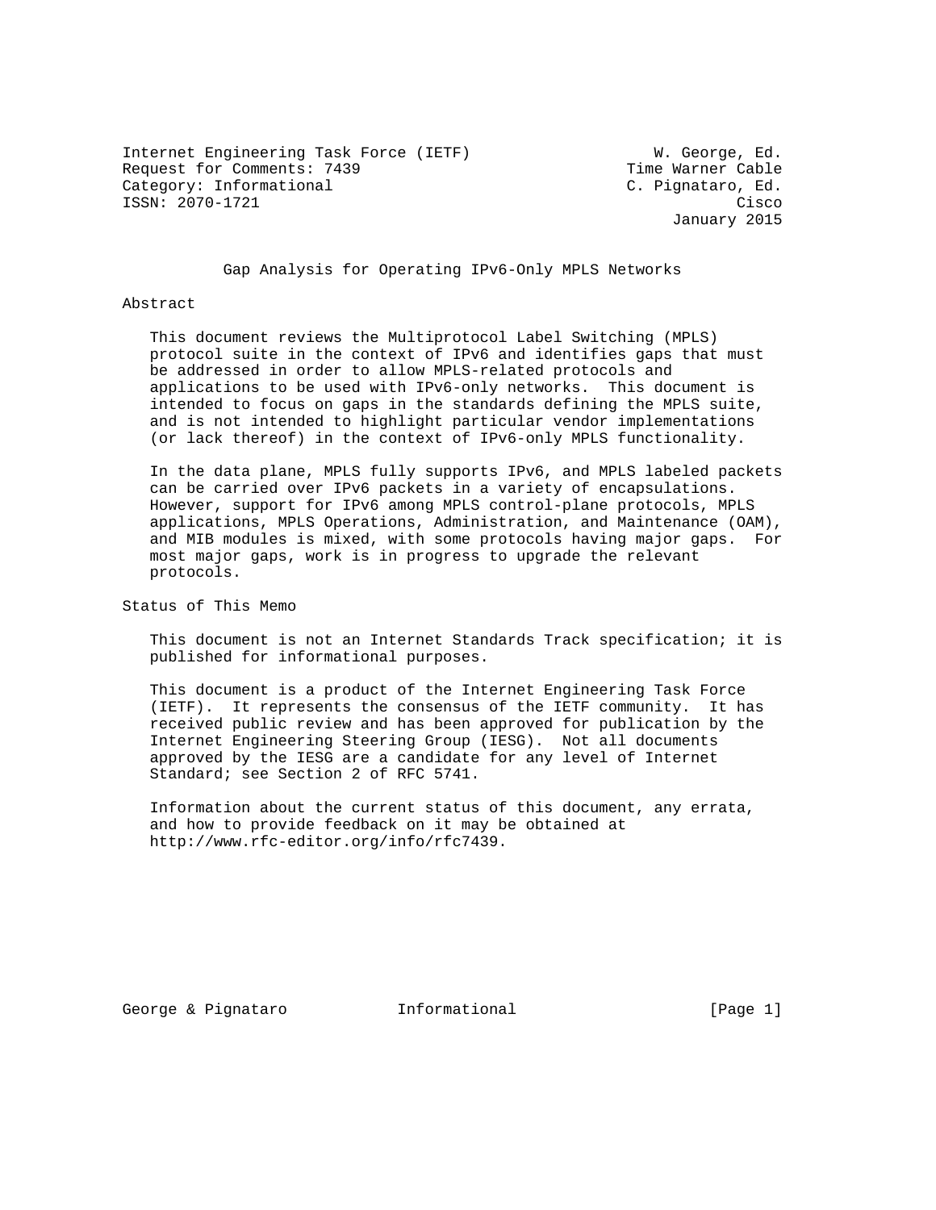Internet Engineering Task Force (IETF) W. George, Ed.
Request for Comments: 7439 Time Warner Cable
Category: Informational C. Pignataro, Ed.
ISSN: 2070-1721 Cisco
January 2015

# Gap Analysis for Operating IPv6-Only MPLS Networks

## Abstract

This document reviews the Multiprotocol Label Switching (MPLS) protocol suite in the context of IPv6 and identifies gaps that must be addressed in order to allow MPLS-related protocols and applications to be used with IPv6-only networks. This document is intended to focus on gaps in the standards defining the MPLS suite, and is not intended to highlight particular vendor implementations (or lack thereof) in the context of IPv6-only MPLS functionality.

In the data plane, MPLS fully supports IPv6, and MPLS labeled packets can be carried over IPv6 packets in a variety of encapsulations. However, support for IPv6 among MPLS control-plane protocols, MPLS applications, MPLS Operations, Administration, and Maintenance (OAM), and MIB modules is mixed, with some protocols having major gaps. For most major gaps, work is in progress to upgrade the relevant protocols.

## Status of This Memo

This document is not an Internet Standards Track specification; it is published for informational purposes.

This document is a product of the Internet Engineering Task Force (IETF). It represents the consensus of the IETF community. It has received public review and has been approved for publication by the Internet Engineering Steering Group (IESG). Not all documents approved by the IESG are a candidate for any level of Internet Standard; see Section 2 of RFC 5741.

Information about the current status of this document, any errata, and how to provide feedback on it may be obtained at http://www.rfc-editor.org/info/rfc7439.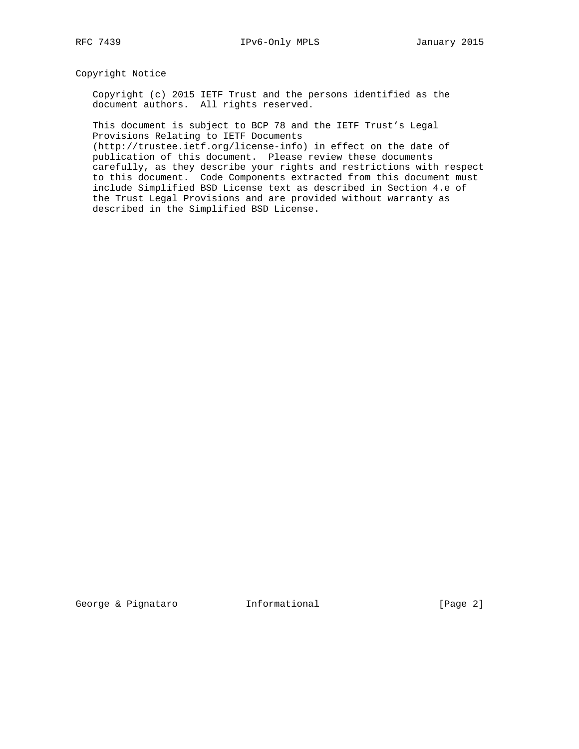## Copyright Notice

Copyright (c) 2015 IETF Trust and the persons identified as the document authors. All rights reserved.

This document is subject to BCP 78 and the IETF Trust's Legal Provisions Relating to IETF Documents (http://trustee.ietf.org/license-info) in effect on the date of publication of this document. Please review these documents carefully, as they describe your rights and restrictions with respect to this document. Code Components extracted from this document must include Simplified BSD License text as described in Section 4.e of the Trust Legal Provisions and are provided without warranty as described in the Simplified BSD License.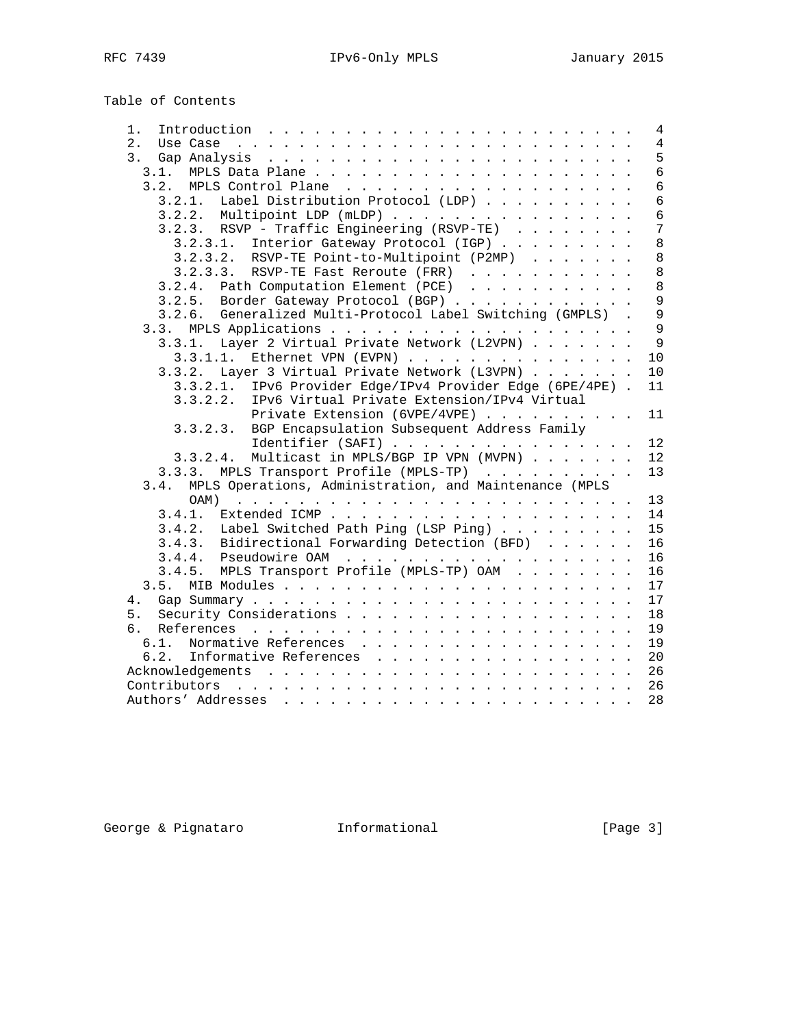Table of Contents

```
   1.  Introduction . . . . . . . . . . . . . . . . . . . . . . . .   4
   2.  Use Case . . . . . . . . . . . . . . . . . . . . . . . . . .   4
   3.  Gap Analysis . . . . . . . . . . . . . . . . . . . . . . . .   5
     3.1.  MPLS Data Plane . . . . . . . . . . . . . . . . . . . . .   6
     3.2.  MPLS Control Plane  . . . . . . . . . . . . . . . . . . .   6
       3.2.1.  Label Distribution Protocol (LDP) . . . . . . . . . .   6
       3.2.2.  Multipoint LDP (mLDP) . . . . . . . . . . . . . . . .   6
       3.2.3.  RSVP - Traffic Engineering (RSVP-TE)  . . . . . . . .   7
         3.2.3.1.  Interior Gateway Protocol (IGP) . . . . . . . . .   8
         3.2.3.2.  RSVP-TE Point-to-Multipoint (P2MP)  . . . . . . .   8
         3.2.3.3.  RSVP-TE Fast Reroute (FRR)  . . . . . . . . . . .   8
       3.2.4.  Path Computation Element (PCE)  . . . . . . . . . . .   8
       3.2.5.  Border Gateway Protocol (BGP) . . . . . . . . . . . .   9
       3.2.6.  Generalized Multi-Protocol Label Switching (GMPLS)  .   9
     3.3.  MPLS Applications . . . . . . . . . . . . . . . . . . . .   9
       3.3.1.  Layer 2 Virtual Private Network (L2VPN) . . . . . . .   9
         3.3.1.1.  Ethernet VPN (EVPN) . . . . . . . . . . . . . . .  10
       3.3.2.  Layer 3 Virtual Private Network (L3VPN) . . . . . . .  10
         3.3.2.1.  IPv6 Provider Edge/IPv4 Provider Edge (6PE/4PE) .  11
         3.3.2.2.  IPv6 Virtual Private Extension/IPv4 Virtual
                   Private Extension (6VPE/4VPE) . . . . . . . . . .  11
         3.3.2.3.  BGP Encapsulation Subsequent Address Family
                   Identifier (SAFI) . . . . . . . . . . . . . . . .  12
         3.3.2.4.  Multicast in MPLS/BGP IP VPN (MVPN) . . . . . . .  12
       3.3.3.  MPLS Transport Profile (MPLS-TP)  . . . . . . . . . .  13
     3.4.  MPLS Operations, Administration, and Maintenance (MPLS
           OAM)  . . . . . . . . . . . . . . . . . . . . . . . . . .  13
       3.4.1.  Extended ICMP . . . . . . . . . . . . . . . . . . . .  14
       3.4.2.  Label Switched Path Ping (LSP Ping) . . . . . . . . .  15
       3.4.3.  Bidirectional Forwarding Detection (BFD)  . . . . . .  16
       3.4.4.  Pseudowire OAM  . . . . . . . . . . . . . . . . . . .  16
       3.4.5.  MPLS Transport Profile (MPLS-TP) OAM  . . . . . . . .  16
     3.5.  MIB Modules . . . . . . . . . . . . . . . . . . . . . . .  17
   4.  Gap Summary . . . . . . . . . . . . . . . . . . . . . . . . .  17
   5.  Security Considerations . . . . . . . . . . . . . . . . . . .  18
   6.  References  . . . . . . . . . . . . . . . . . . . . . . . . .  19
     6.1.  Normative References  . . . . . . . . . . . . . . . . . .  19
     6.2.  Informative References  . . . . . . . . . . . . . . . . .  20
   Acknowledgements  . . . . . . . . . . . . . . . . . . . . . . . .  26
   Contributors  . . . . . . . . . . . . . . . . . . . . . . . . . .  26
   Authors' Addresses  . . . . . . . . . . . . . . . . . . . . . . .  28
```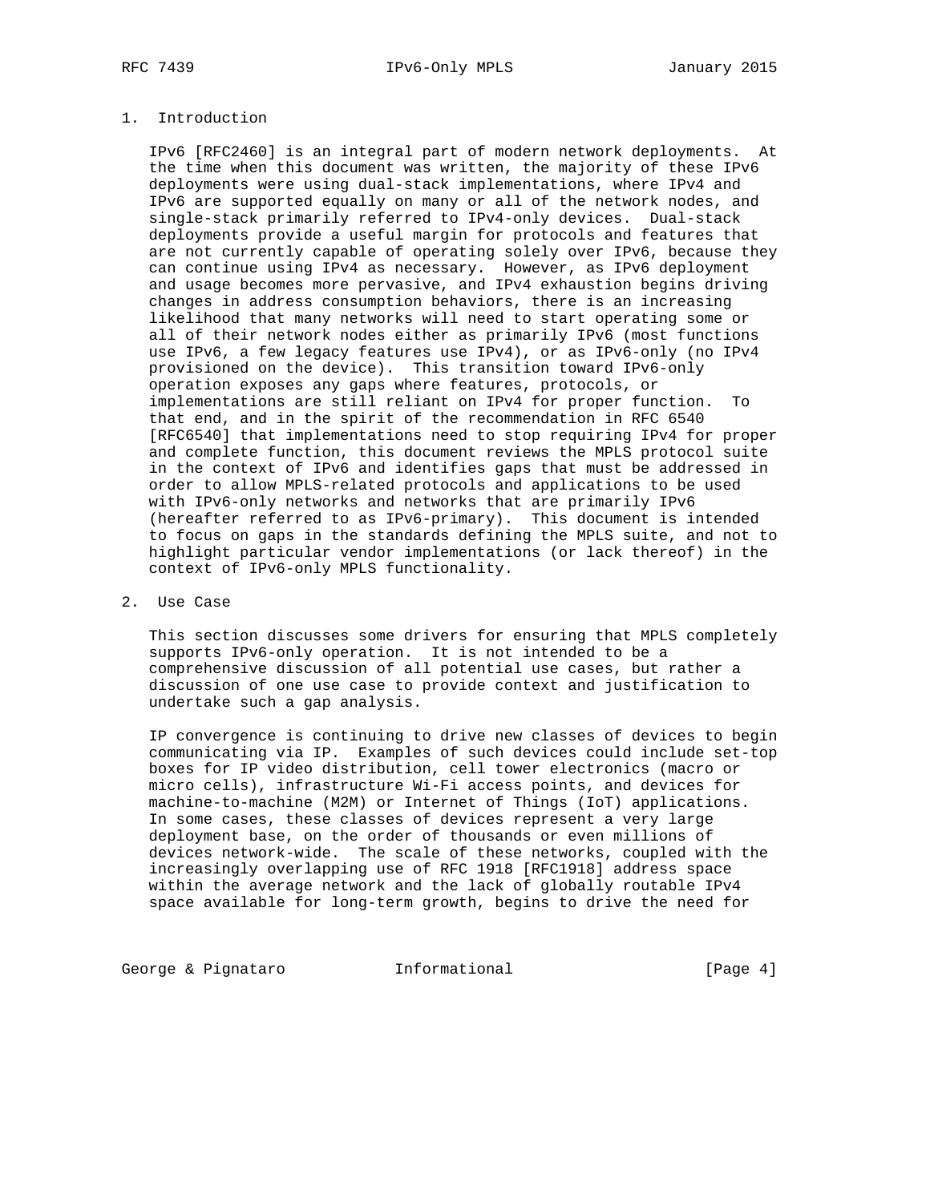## 1. Introduction

IPv6 [RFC2460] is an integral part of modern network deployments. At the time when this document was written, the majority of these IPv6 deployments were using dual-stack implementations, where IPv4 and IPv6 are supported equally on many or all of the network nodes, and single-stack primarily referred to IPv4-only devices. Dual-stack deployments provide a useful margin for protocols and features that are not currently capable of operating solely over IPv6, because they can continue using IPv4 as necessary. However, as IPv6 deployment and usage becomes more pervasive, and IPv4 exhaustion begins driving changes in address consumption behaviors, there is an increasing likelihood that many networks will need to start operating some or all of their network nodes either as primarily IPv6 (most functions use IPv6, a few legacy features use IPv4), or as IPv6-only (no IPv4 provisioned on the device). This transition toward IPv6-only operation exposes any gaps where features, protocols, or implementations are still reliant on IPv4 for proper function. To that end, and in the spirit of the recommendation in RFC 6540 [RFC6540] that implementations need to stop requiring IPv4 for proper and complete function, this document reviews the MPLS protocol suite in the context of IPv6 and identifies gaps that must be addressed in order to allow MPLS-related protocols and applications to be used with IPv6-only networks and networks that are primarily IPv6 (hereafter referred to as IPv6-primary). This document is intended to focus on gaps in the standards defining the MPLS suite, and not to highlight particular vendor implementations (or lack thereof) in the context of IPv6-only MPLS functionality.

## 2. Use Case

This section discusses some drivers for ensuring that MPLS completely supports IPv6-only operation. It is not intended to be a comprehensive discussion of all potential use cases, but rather a discussion of one use case to provide context and justification to undertake such a gap analysis.

IP convergence is continuing to drive new classes of devices to begin communicating via IP. Examples of such devices could include set-top boxes for IP video distribution, cell tower electronics (macro or micro cells), infrastructure Wi-Fi access points, and devices for machine-to-machine (M2M) or Internet of Things (IoT) applications. In some cases, these classes of devices represent a very large deployment base, on the order of thousands or even millions of devices network-wide. The scale of these networks, coupled with the increasingly overlapping use of RFC 1918 [RFC1918] address space within the average network and the lack of globally routable IPv4 space available for long-term growth, begins to drive the need for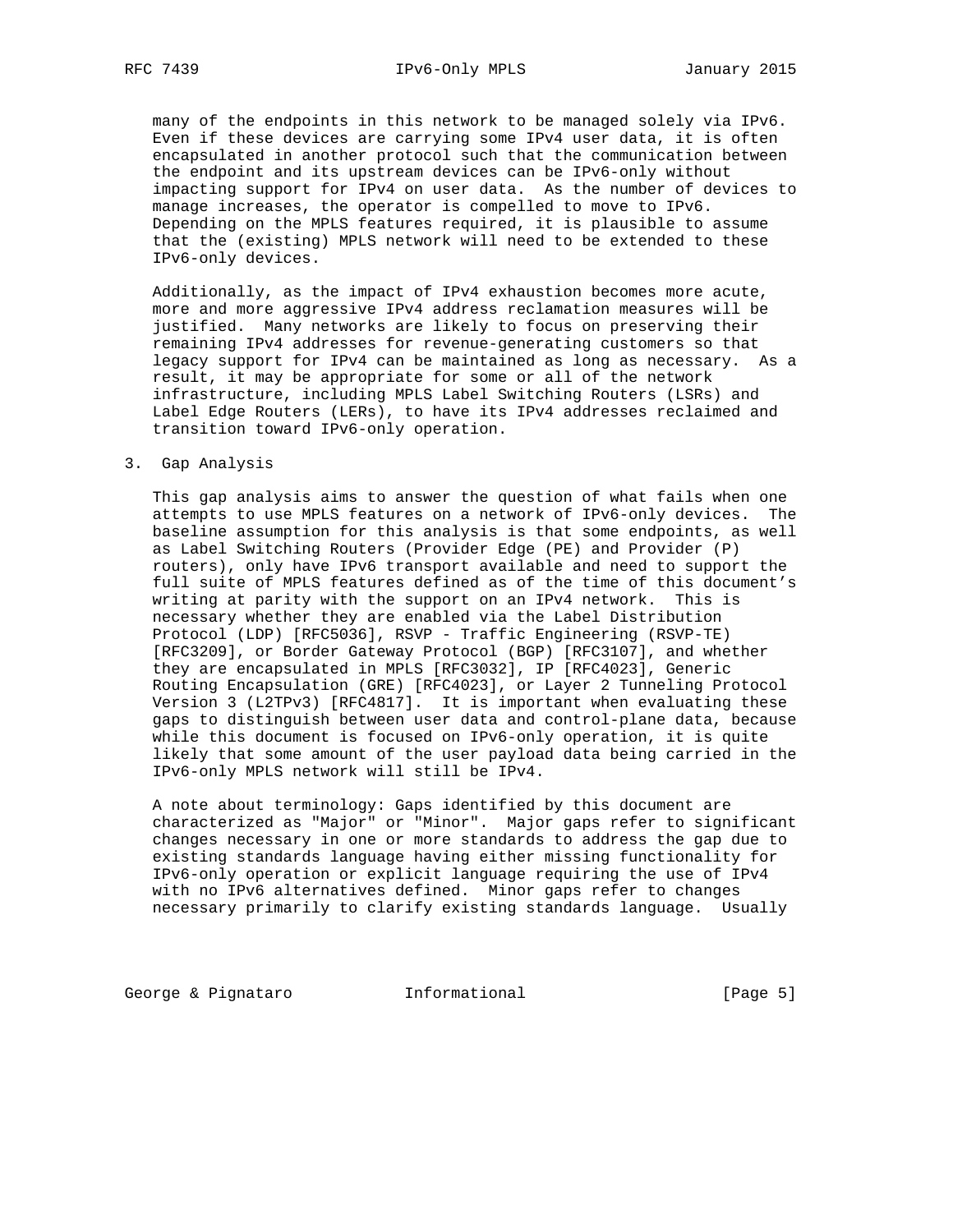many of the endpoints in this network to be managed solely via IPv6. Even if these devices are carrying some IPv4 user data, it is often encapsulated in another protocol such that the communication between the endpoint and its upstream devices can be IPv6-only without impacting support for IPv4 on user data. As the number of devices to manage increases, the operator is compelled to move to IPv6. Depending on the MPLS features required, it is plausible to assume that the (existing) MPLS network will need to be extended to these IPv6-only devices.

Additionally, as the impact of IPv4 exhaustion becomes more acute, more and more aggressive IPv4 address reclamation measures will be justified. Many networks are likely to focus on preserving their remaining IPv4 addresses for revenue-generating customers so that legacy support for IPv4 can be maintained as long as necessary. As a result, it may be appropriate for some or all of the network infrastructure, including MPLS Label Switching Routers (LSRs) and Label Edge Routers (LERs), to have its IPv4 addresses reclaimed and transition toward IPv6-only operation.

## 3. Gap Analysis

This gap analysis aims to answer the question of what fails when one attempts to use MPLS features on a network of IPv6-only devices. The baseline assumption for this analysis is that some endpoints, as well as Label Switching Routers (Provider Edge (PE) and Provider (P) routers), only have IPv6 transport available and need to support the full suite of MPLS features defined as of the time of this document's writing at parity with the support on an IPv4 network. This is necessary whether they are enabled via the Label Distribution Protocol (LDP) [RFC5036], RSVP - Traffic Engineering (RSVP-TE) [RFC3209], or Border Gateway Protocol (BGP) [RFC3107], and whether they are encapsulated in MPLS [RFC3032], IP [RFC4023], Generic Routing Encapsulation (GRE) [RFC4023], or Layer 2 Tunneling Protocol Version 3 (L2TPv3) [RFC4817]. It is important when evaluating these gaps to distinguish between user data and control-plane data, because while this document is focused on IPv6-only operation, it is quite likely that some amount of the user payload data being carried in the IPv6-only MPLS network will still be IPv4.

A note about terminology: Gaps identified by this document are characterized as "Major" or "Minor". Major gaps refer to significant changes necessary in one or more standards to address the gap due to existing standards language having either missing functionality for IPv6-only operation or explicit language requiring the use of IPv4 with no IPv6 alternatives defined. Minor gaps refer to changes necessary primarily to clarify existing standards language. Usually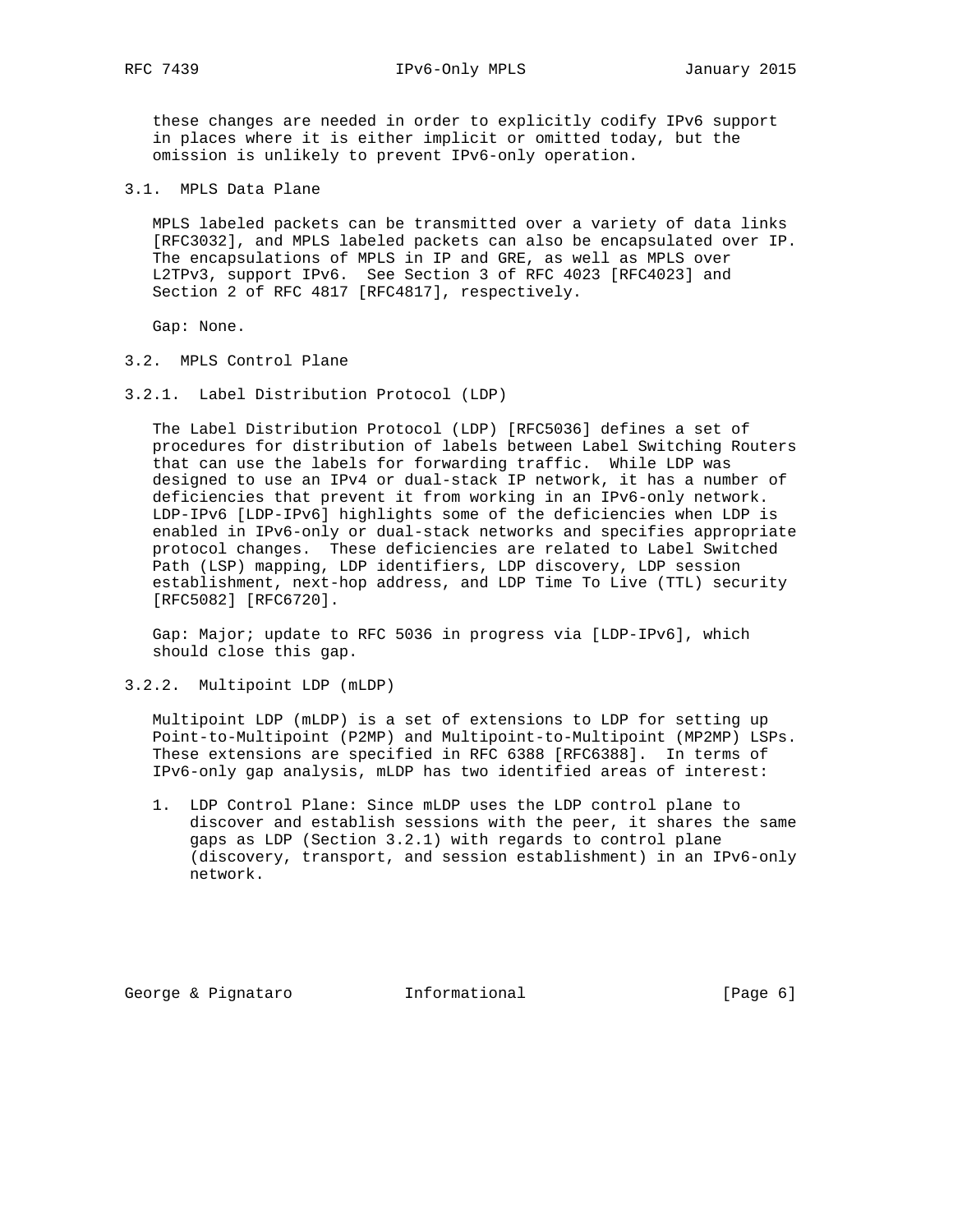these changes are needed in order to explicitly codify IPv6 support in places where it is either implicit or omitted today, but the omission is unlikely to prevent IPv6-only operation.

## 3.1. MPLS Data Plane

MPLS labeled packets can be transmitted over a variety of data links [RFC3032], and MPLS labeled packets can also be encapsulated over IP. The encapsulations of MPLS in IP and GRE, as well as MPLS over L2TPv3, support IPv6. See Section 3 of RFC 4023 [RFC4023] and Section 2 of RFC 4817 [RFC4817], respectively.

Gap: None.

## 3.2. MPLS Control Plane

### 3.2.1. Label Distribution Protocol (LDP)

The Label Distribution Protocol (LDP) [RFC5036] defines a set of procedures for distribution of labels between Label Switching Routers that can use the labels for forwarding traffic. While LDP was designed to use an IPv4 or dual-stack IP network, it has a number of deficiencies that prevent it from working in an IPv6-only network. LDP-IPv6 [LDP-IPv6] highlights some of the deficiencies when LDP is enabled in IPv6-only or dual-stack networks and specifies appropriate protocol changes. These deficiencies are related to Label Switched Path (LSP) mapping, LDP identifiers, LDP discovery, LDP session establishment, next-hop address, and LDP Time To Live (TTL) security [RFC5082] [RFC6720].

Gap: Major; update to RFC 5036 in progress via [LDP-IPv6], which should close this gap.

### 3.2.2. Multipoint LDP (mLDP)

Multipoint LDP (mLDP) is a set of extensions to LDP for setting up Point-to-Multipoint (P2MP) and Multipoint-to-Multipoint (MP2MP) LSPs. These extensions are specified in RFC 6388 [RFC6388]. In terms of IPv6-only gap analysis, mLDP has two identified areas of interest:

1. LDP Control Plane: Since mLDP uses the LDP control plane to discover and establish sessions with the peer, it shares the same gaps as LDP (Section 3.2.1) with regards to control plane (discovery, transport, and session establishment) in an IPv6-only network.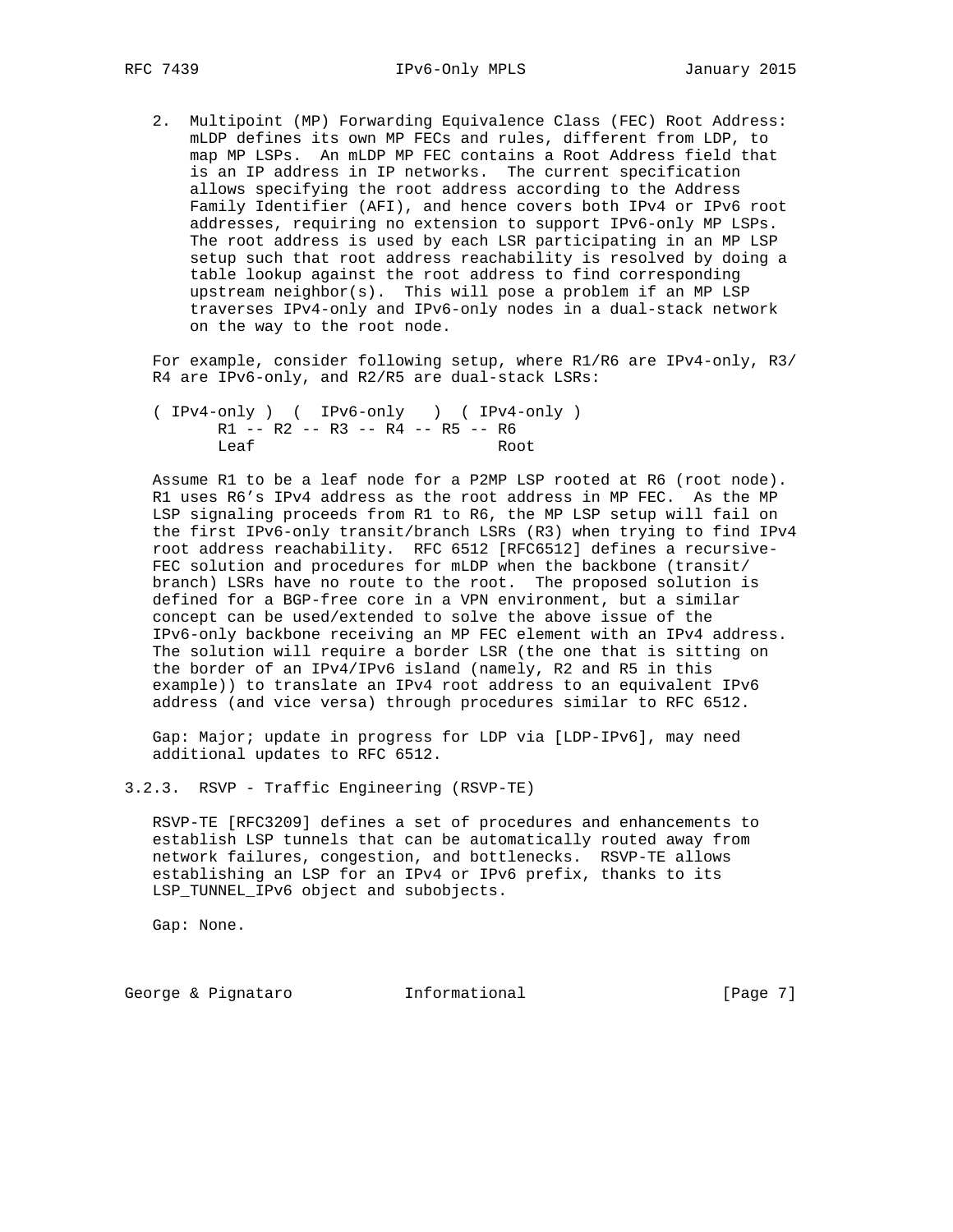2. Multipoint (MP) Forwarding Equivalence Class (FEC) Root Address: mLDP defines its own MP FECs and rules, different from LDP, to map MP LSPs. An mLDP MP FEC contains a Root Address field that is an IP address in IP networks. The current specification allows specifying the root address according to the Address Family Identifier (AFI), and hence covers both IPv4 or IPv6 root addresses, requiring no extension to support IPv6-only MP LSPs. The root address is used by each LSR participating in an MP LSP setup such that root address reachability is resolved by doing a table lookup against the root address to find corresponding upstream neighbor(s). This will pose a problem if an MP LSP traverses IPv4-only and IPv6-only nodes in a dual-stack network on the way to the root node.

For example, consider following setup, where R1/R6 are IPv4-only, R3/R4 are IPv6-only, and R2/R5 are dual-stack LSRs:

```
( IPv4-only )  (  IPv6-only   )  ( IPv4-only )
      R1 -- R2 -- R3 -- R4 -- R5 -- R6
      Leaf                          Root
```

Assume R1 to be a leaf node for a P2MP LSP rooted at R6 (root node). R1 uses R6's IPv4 address as the root address in MP FEC. As the MP LSP signaling proceeds from R1 to R6, the MP LSP setup will fail on the first IPv6-only transit/branch LSRs (R3) when trying to find IPv4 root address reachability. RFC 6512 [RFC6512] defines a recursive-FEC solution and procedures for mLDP when the backbone (transit/branch) LSRs have no route to the root. The proposed solution is defined for a BGP-free core in a VPN environment, but a similar concept can be used/extended to solve the above issue of the IPv6-only backbone receiving an MP FEC element with an IPv4 address. The solution will require a border LSR (the one that is sitting on the border of an IPv4/IPv6 island (namely, R2 and R5 in this example)) to translate an IPv4 root address to an equivalent IPv6 address (and vice versa) through procedures similar to RFC 6512.

Gap: Major; update in progress for LDP via [LDP-IPv6], may need additional updates to RFC 6512.

### 3.2.3. RSVP - Traffic Engineering (RSVP-TE)

RSVP-TE [RFC3209] defines a set of procedures and enhancements to establish LSP tunnels that can be automatically routed away from network failures, congestion, and bottlenecks. RSVP-TE allows establishing an LSP for an IPv4 or IPv6 prefix, thanks to its LSP_TUNNEL_IPv6 object and subobjects.

Gap: None.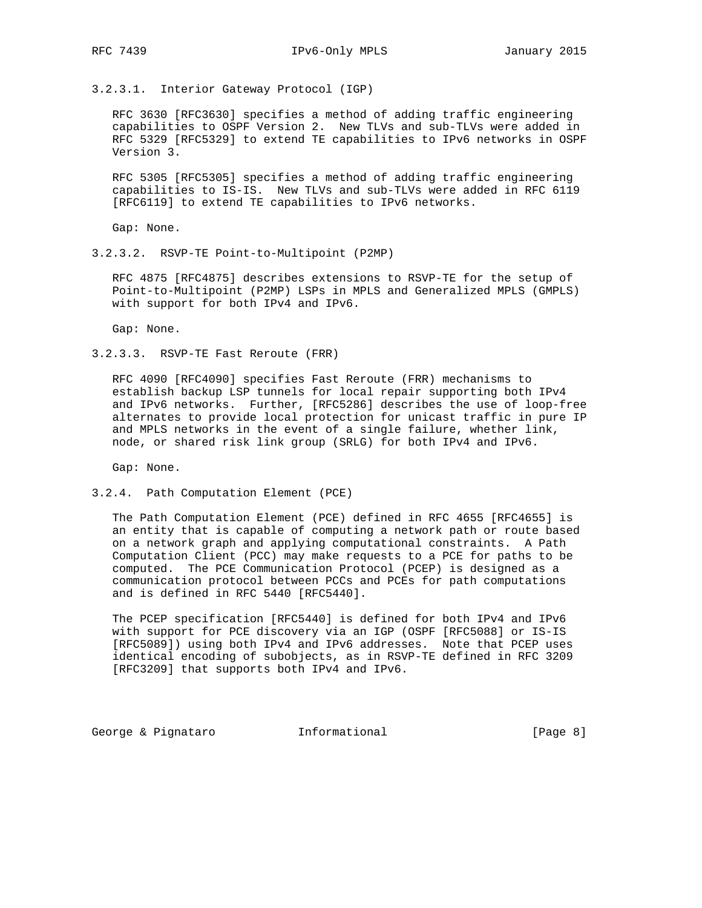#### 3.2.3.1. Interior Gateway Protocol (IGP)

RFC 3630 [RFC3630] specifies a method of adding traffic engineering capabilities to OSPF Version 2. New TLVs and sub-TLVs were added in RFC 5329 [RFC5329] to extend TE capabilities to IPv6 networks in OSPF Version 3.

RFC 5305 [RFC5305] specifies a method of adding traffic engineering capabilities to IS-IS. New TLVs and sub-TLVs were added in RFC 6119 [RFC6119] to extend TE capabilities to IPv6 networks.

Gap: None.

#### 3.2.3.2. RSVP-TE Point-to-Multipoint (P2MP)

RFC 4875 [RFC4875] describes extensions to RSVP-TE for the setup of Point-to-Multipoint (P2MP) LSPs in MPLS and Generalized MPLS (GMPLS) with support for both IPv4 and IPv6.

Gap: None.

#### 3.2.3.3. RSVP-TE Fast Reroute (FRR)

RFC 4090 [RFC4090] specifies Fast Reroute (FRR) mechanisms to establish backup LSP tunnels for local repair supporting both IPv4 and IPv6 networks. Further, [RFC5286] describes the use of loop-free alternates to provide local protection for unicast traffic in pure IP and MPLS networks in the event of a single failure, whether link, node, or shared risk link group (SRLG) for both IPv4 and IPv6.

Gap: None.

### 3.2.4. Path Computation Element (PCE)

The Path Computation Element (PCE) defined in RFC 4655 [RFC4655] is an entity that is capable of computing a network path or route based on a network graph and applying computational constraints. A Path Computation Client (PCC) may make requests to a PCE for paths to be computed. The PCE Communication Protocol (PCEP) is designed as a communication protocol between PCCs and PCEs for path computations and is defined in RFC 5440 [RFC5440].

The PCEP specification [RFC5440] is defined for both IPv4 and IPv6 with support for PCE discovery via an IGP (OSPF [RFC5088] or IS-IS [RFC5089]) using both IPv4 and IPv6 addresses. Note that PCEP uses identical encoding of subobjects, as in RSVP-TE defined in RFC 3209 [RFC3209] that supports both IPv4 and IPv6.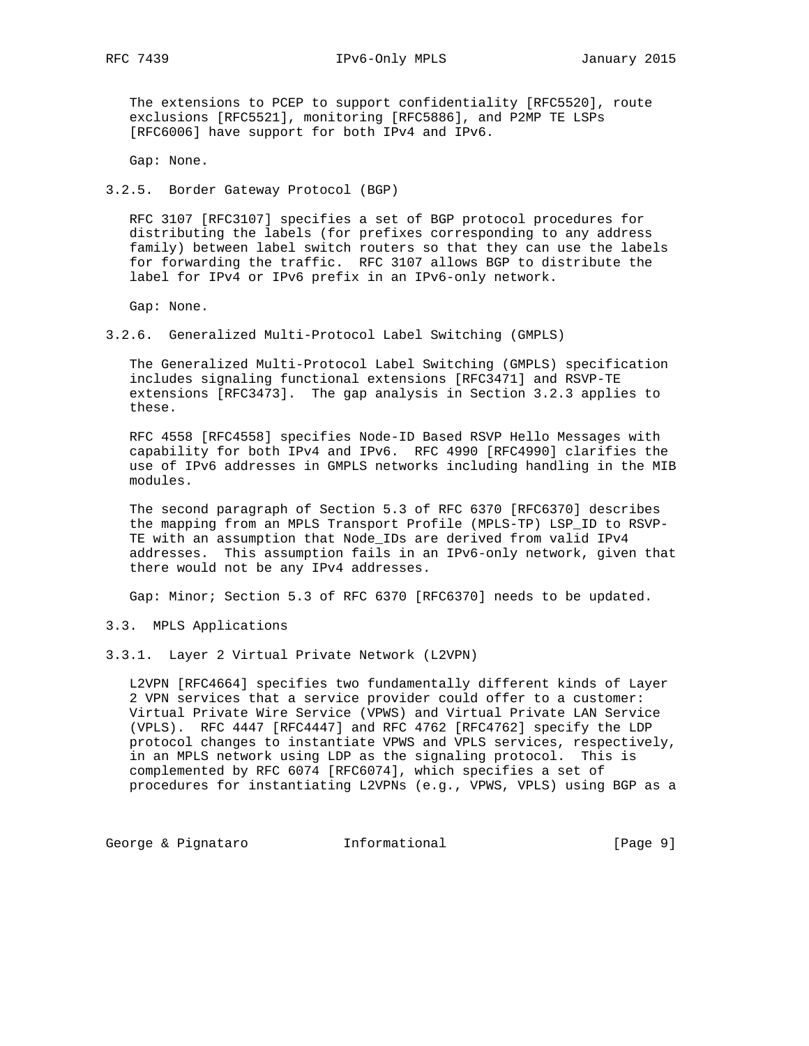The extensions to PCEP to support confidentiality [RFC5520], route exclusions [RFC5521], monitoring [RFC5886], and P2MP TE LSPs [RFC6006] have support for both IPv4 and IPv6.

Gap: None.

### 3.2.5. Border Gateway Protocol (BGP)

RFC 3107 [RFC3107] specifies a set of BGP protocol procedures for distributing the labels (for prefixes corresponding to any address family) between label switch routers so that they can use the labels for forwarding the traffic. RFC 3107 allows BGP to distribute the label for IPv4 or IPv6 prefix in an IPv6-only network.

Gap: None.

### 3.2.6. Generalized Multi-Protocol Label Switching (GMPLS)

The Generalized Multi-Protocol Label Switching (GMPLS) specification includes signaling functional extensions [RFC3471] and RSVP-TE extensions [RFC3473]. The gap analysis in Section 3.2.3 applies to these.

RFC 4558 [RFC4558] specifies Node-ID Based RSVP Hello Messages with capability for both IPv4 and IPv6. RFC 4990 [RFC4990] clarifies the use of IPv6 addresses in GMPLS networks including handling in the MIB modules.

The second paragraph of Section 5.3 of RFC 6370 [RFC6370] describes the mapping from an MPLS Transport Profile (MPLS-TP) LSP_ID to RSVP-TE with an assumption that Node_IDs are derived from valid IPv4 addresses. This assumption fails in an IPv6-only network, given that there would not be any IPv4 addresses.

Gap: Minor; Section 5.3 of RFC 6370 [RFC6370] needs to be updated.

## 3.3. MPLS Applications

### 3.3.1. Layer 2 Virtual Private Network (L2VPN)

L2VPN [RFC4664] specifies two fundamentally different kinds of Layer 2 VPN services that a service provider could offer to a customer: Virtual Private Wire Service (VPWS) and Virtual Private LAN Service (VPLS). RFC 4447 [RFC4447] and RFC 4762 [RFC4762] specify the LDP protocol changes to instantiate VPWS and VPLS services, respectively, in an MPLS network using LDP as the signaling protocol. This is complemented by RFC 6074 [RFC6074], which specifies a set of procedures for instantiating L2VPNs (e.g., VPWS, VPLS) using BGP as a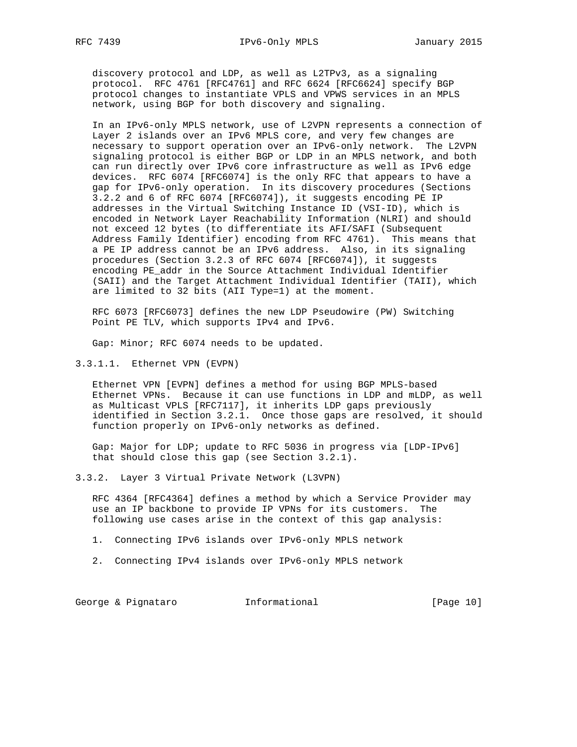discovery protocol and LDP, as well as L2TPv3, as a signaling protocol. RFC 4761 [RFC4761] and RFC 6624 [RFC6624] specify BGP protocol changes to instantiate VPLS and VPWS services in an MPLS network, using BGP for both discovery and signaling.

In an IPv6-only MPLS network, use of L2VPN represents a connection of Layer 2 islands over an IPv6 MPLS core, and very few changes are necessary to support operation over an IPv6-only network. The L2VPN signaling protocol is either BGP or LDP in an MPLS network, and both can run directly over IPv6 core infrastructure as well as IPv6 edge devices. RFC 6074 [RFC6074] is the only RFC that appears to have a gap for IPv6-only operation. In its discovery procedures (Sections 3.2.2 and 6 of RFC 6074 [RFC6074]), it suggests encoding PE IP addresses in the Virtual Switching Instance ID (VSI-ID), which is encoded in Network Layer Reachability Information (NLRI) and should not exceed 12 bytes (to differentiate its AFI/SAFI (Subsequent Address Family Identifier) encoding from RFC 4761). This means that a PE IP address cannot be an IPv6 address. Also, in its signaling procedures (Section 3.2.3 of RFC 6074 [RFC6074]), it suggests encoding PE_addr in the Source Attachment Individual Identifier (SAII) and the Target Attachment Individual Identifier (TAII), which are limited to 32 bits (AII Type=1) at the moment.

RFC 6073 [RFC6073] defines the new LDP Pseudowire (PW) Switching Point PE TLV, which supports IPv4 and IPv6.

Gap: Minor; RFC 6074 needs to be updated.

#### 3.3.1.1. Ethernet VPN (EVPN)

Ethernet VPN [EVPN] defines a method for using BGP MPLS-based Ethernet VPNs. Because it can use functions in LDP and mLDP, as well as Multicast VPLS [RFC7117], it inherits LDP gaps previously identified in Section 3.2.1. Once those gaps are resolved, it should function properly on IPv6-only networks as defined.

Gap: Major for LDP; update to RFC 5036 in progress via [LDP-IPv6] that should close this gap (see Section 3.2.1).

### 3.3.2. Layer 3 Virtual Private Network (L3VPN)

RFC 4364 [RFC4364] defines a method by which a Service Provider may use an IP backbone to provide IP VPNs for its customers. The following use cases arise in the context of this gap analysis:

1. Connecting IPv6 islands over IPv6-only MPLS network
2. Connecting IPv4 islands over IPv6-only MPLS network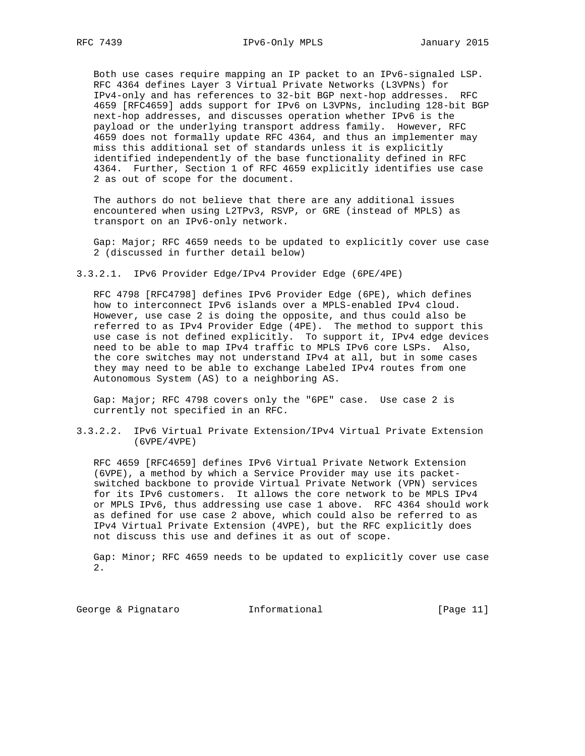Both use cases require mapping an IP packet to an IPv6-signaled LSP. RFC 4364 defines Layer 3 Virtual Private Networks (L3VPNs) for IPv4-only and has references to 32-bit BGP next-hop addresses. RFC 4659 [RFC4659] adds support for IPv6 on L3VPNs, including 128-bit BGP next-hop addresses, and discusses operation whether IPv6 is the payload or the underlying transport address family. However, RFC 4659 does not formally update RFC 4364, and thus an implementer may miss this additional set of standards unless it is explicitly identified independently of the base functionality defined in RFC 4364. Further, Section 1 of RFC 4659 explicitly identifies use case 2 as out of scope for the document.

The authors do not believe that there are any additional issues encountered when using L2TPv3, RSVP, or GRE (instead of MPLS) as transport on an IPv6-only network.

Gap: Major; RFC 4659 needs to be updated to explicitly cover use case 2 (discussed in further detail below)

#### 3.3.2.1. IPv6 Provider Edge/IPv4 Provider Edge (6PE/4PE)

RFC 4798 [RFC4798] defines IPv6 Provider Edge (6PE), which defines how to interconnect IPv6 islands over a MPLS-enabled IPv4 cloud. However, use case 2 is doing the opposite, and thus could also be referred to as IPv4 Provider Edge (4PE). The method to support this use case is not defined explicitly. To support it, IPv4 edge devices need to be able to map IPv4 traffic to MPLS IPv6 core LSPs. Also, the core switches may not understand IPv4 at all, but in some cases they may need to be able to exchange Labeled IPv4 routes from one Autonomous System (AS) to a neighboring AS.

Gap: Major; RFC 4798 covers only the "6PE" case. Use case 2 is currently not specified in an RFC.

#### 3.3.2.2. IPv6 Virtual Private Extension/IPv4 Virtual Private Extension (6VPE/4VPE)

RFC 4659 [RFC4659] defines IPv6 Virtual Private Network Extension (6VPE), a method by which a Service Provider may use its packet-switched backbone to provide Virtual Private Network (VPN) services for its IPv6 customers. It allows the core network to be MPLS IPv4 or MPLS IPv6, thus addressing use case 1 above. RFC 4364 should work as defined for use case 2 above, which could also be referred to as IPv4 Virtual Private Extension (4VPE), but the RFC explicitly does not discuss this use and defines it as out of scope.

Gap: Minor; RFC 4659 needs to be updated to explicitly cover use case 2.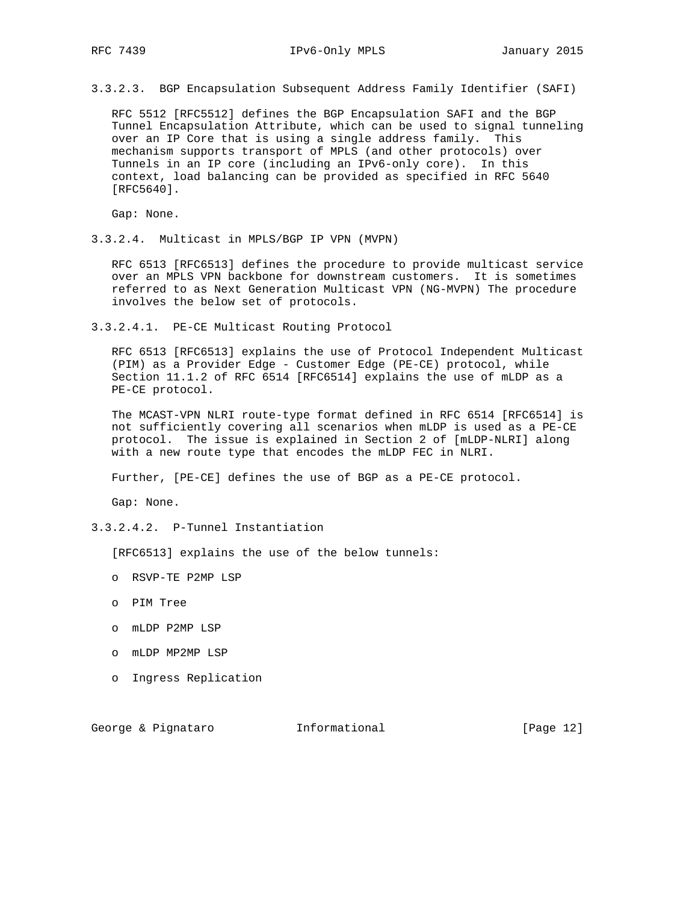#### 3.3.2.3. BGP Encapsulation Subsequent Address Family Identifier (SAFI)

RFC 5512 [RFC5512] defines the BGP Encapsulation SAFI and the BGP Tunnel Encapsulation Attribute, which can be used to signal tunneling over an IP Core that is using a single address family. This mechanism supports transport of MPLS (and other protocols) over Tunnels in an IP core (including an IPv6-only core). In this context, load balancing can be provided as specified in RFC 5640 [RFC5640].

Gap: None.

#### 3.3.2.4. Multicast in MPLS/BGP IP VPN (MVPN)

RFC 6513 [RFC6513] defines the procedure to provide multicast service over an MPLS VPN backbone for downstream customers. It is sometimes referred to as Next Generation Multicast VPN (NG-MVPN) The procedure involves the below set of protocols.

##### 3.3.2.4.1. PE-CE Multicast Routing Protocol

RFC 6513 [RFC6513] explains the use of Protocol Independent Multicast (PIM) as a Provider Edge - Customer Edge (PE-CE) protocol, while Section 11.1.2 of RFC 6514 [RFC6514] explains the use of mLDP as a PE-CE protocol.

The MCAST-VPN NLRI route-type format defined in RFC 6514 [RFC6514] is not sufficiently covering all scenarios when mLDP is used as a PE-CE protocol. The issue is explained in Section 2 of [mLDP-NLRI] along with a new route type that encodes the mLDP FEC in NLRI.

Further, [PE-CE] defines the use of BGP as a PE-CE protocol.

Gap: None.

##### 3.3.2.4.2. P-Tunnel Instantiation

[RFC6513] explains the use of the below tunnels:

- RSVP-TE P2MP LSP
- PIM Tree
- mLDP P2MP LSP
- mLDP MP2MP LSP
- Ingress Replication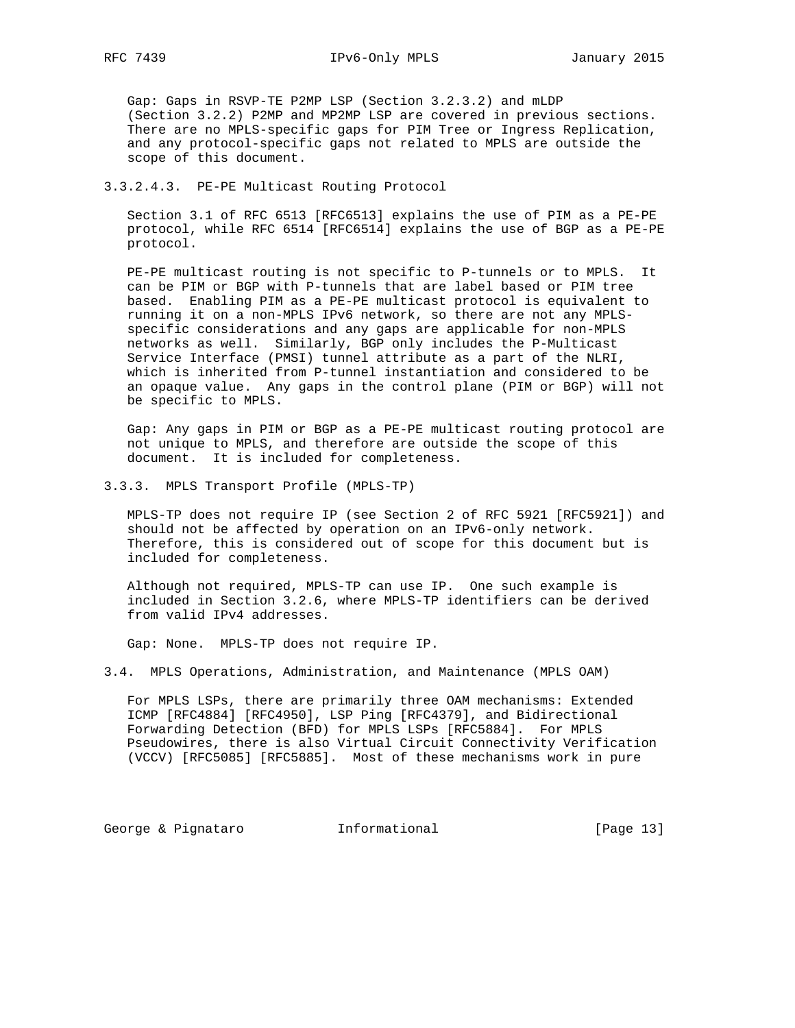Gap: Gaps in RSVP-TE P2MP LSP (Section 3.2.3.2) and mLDP (Section 3.2.2) P2MP and MP2MP LSP are covered in previous sections. There are no MPLS-specific gaps for PIM Tree or Ingress Replication, and any protocol-specific gaps not related to MPLS are outside the scope of this document.

##### 3.3.2.4.3. PE-PE Multicast Routing Protocol

Section 3.1 of RFC 6513 [RFC6513] explains the use of PIM as a PE-PE protocol, while RFC 6514 [RFC6514] explains the use of BGP as a PE-PE protocol.

PE-PE multicast routing is not specific to P-tunnels or to MPLS. It can be PIM or BGP with P-tunnels that are label based or PIM tree based. Enabling PIM as a PE-PE multicast protocol is equivalent to running it on a non-MPLS IPv6 network, so there are not any MPLS-specific considerations and any gaps are applicable for non-MPLS networks as well. Similarly, BGP only includes the P-Multicast Service Interface (PMSI) tunnel attribute as a part of the NLRI, which is inherited from P-tunnel instantiation and considered to be an opaque value. Any gaps in the control plane (PIM or BGP) will not be specific to MPLS.

Gap: Any gaps in PIM or BGP as a PE-PE multicast routing protocol are not unique to MPLS, and therefore are outside the scope of this document. It is included for completeness.

### 3.3.3. MPLS Transport Profile (MPLS-TP)

MPLS-TP does not require IP (see Section 2 of RFC 5921 [RFC5921]) and should not be affected by operation on an IPv6-only network. Therefore, this is considered out of scope for this document but is included for completeness.

Although not required, MPLS-TP can use IP. One such example is included in Section 3.2.6, where MPLS-TP identifiers can be derived from valid IPv4 addresses.

Gap: None. MPLS-TP does not require IP.

## 3.4. MPLS Operations, Administration, and Maintenance (MPLS OAM)

For MPLS LSPs, there are primarily three OAM mechanisms: Extended ICMP [RFC4884] [RFC4950], LSP Ping [RFC4379], and Bidirectional Forwarding Detection (BFD) for MPLS LSPs [RFC5884]. For MPLS Pseudowires, there is also Virtual Circuit Connectivity Verification (VCCV) [RFC5085] [RFC5885]. Most of these mechanisms work in pure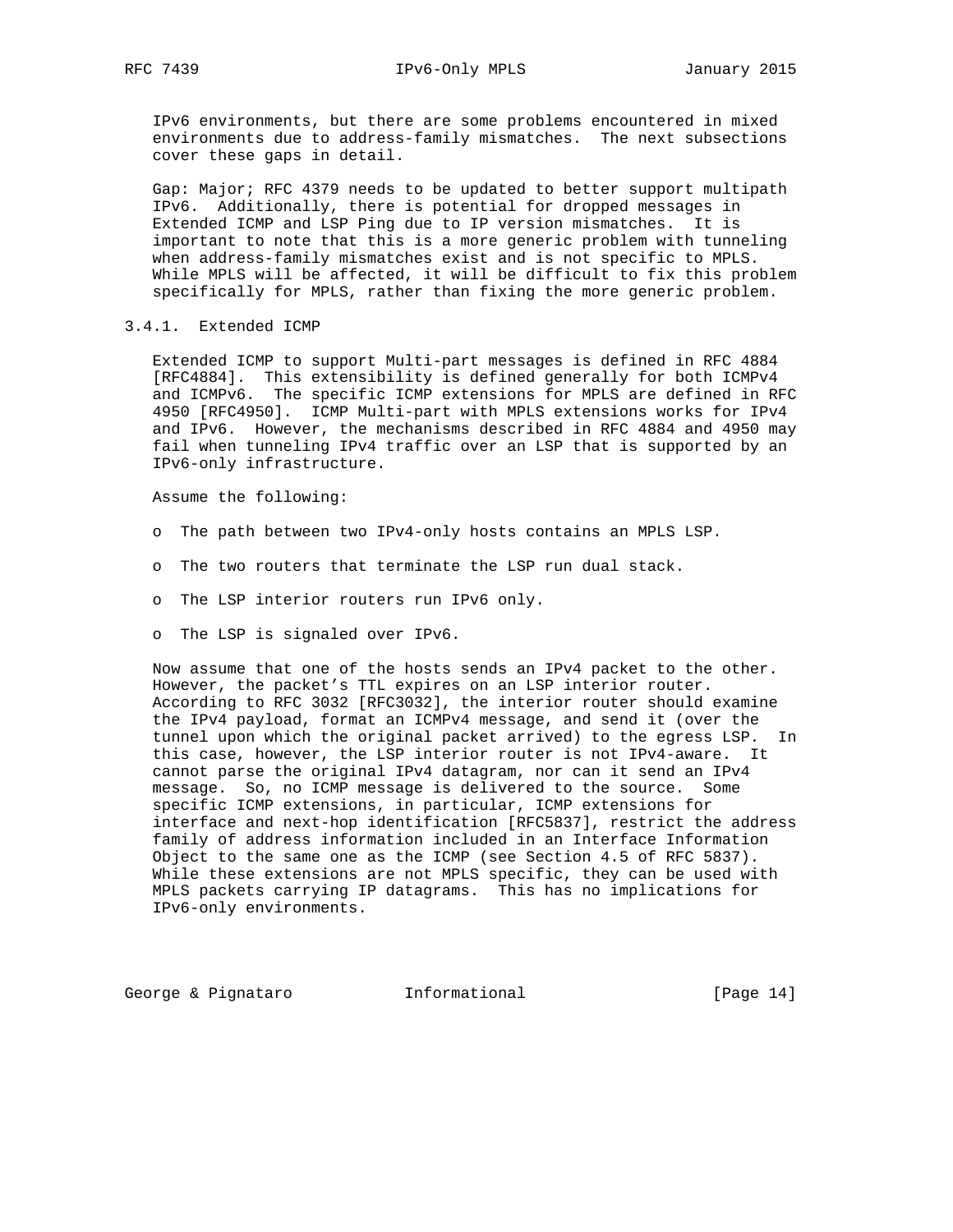IPv6 environments, but there are some problems encountered in mixed environments due to address-family mismatches. The next subsections cover these gaps in detail.

Gap: Major; RFC 4379 needs to be updated to better support multipath IPv6. Additionally, there is potential for dropped messages in Extended ICMP and LSP Ping due to IP version mismatches. It is important to note that this is a more generic problem with tunneling when address-family mismatches exist and is not specific to MPLS. While MPLS will be affected, it will be difficult to fix this problem specifically for MPLS, rather than fixing the more generic problem.

### 3.4.1. Extended ICMP

Extended ICMP to support Multi-part messages is defined in RFC 4884 [RFC4884]. This extensibility is defined generally for both ICMPv4 and ICMPv6. The specific ICMP extensions for MPLS are defined in RFC 4950 [RFC4950]. ICMP Multi-part with MPLS extensions works for IPv4 and IPv6. However, the mechanisms described in RFC 4884 and 4950 may fail when tunneling IPv4 traffic over an LSP that is supported by an IPv6-only infrastructure.

Assume the following:

- The path between two IPv4-only hosts contains an MPLS LSP.
- The two routers that terminate the LSP run dual stack.
- The LSP interior routers run IPv6 only.
- The LSP is signaled over IPv6.

Now assume that one of the hosts sends an IPv4 packet to the other. However, the packet's TTL expires on an LSP interior router. According to RFC 3032 [RFC3032], the interior router should examine the IPv4 payload, format an ICMPv4 message, and send it (over the tunnel upon which the original packet arrived) to the egress LSP. In this case, however, the LSP interior router is not IPv4-aware. It cannot parse the original IPv4 datagram, nor can it send an IPv4 message. So, no ICMP message is delivered to the source. Some specific ICMP extensions, in particular, ICMP extensions for interface and next-hop identification [RFC5837], restrict the address family of address information included in an Interface Information Object to the same one as the ICMP (see Section 4.5 of RFC 5837). While these extensions are not MPLS specific, they can be used with MPLS packets carrying IP datagrams. This has no implications for IPv6-only environments.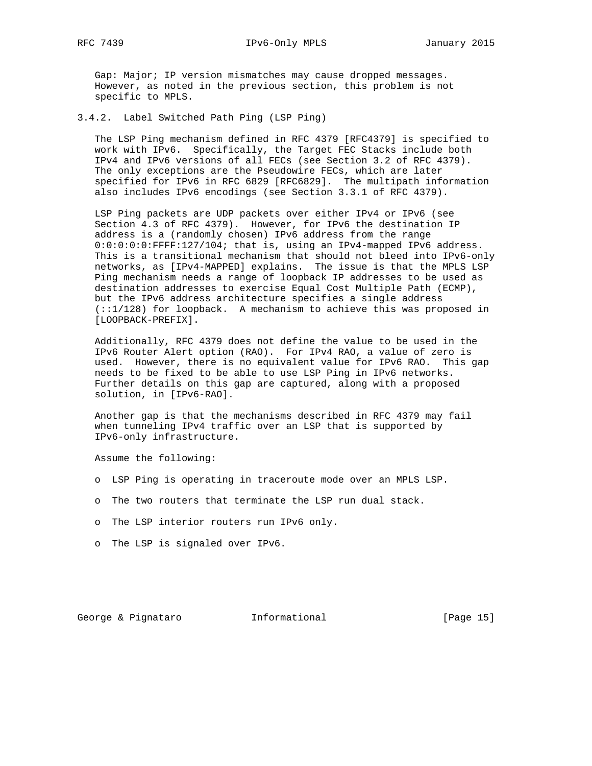Gap: Major; IP version mismatches may cause dropped messages. However, as noted in the previous section, this problem is not specific to MPLS.

### 3.4.2. Label Switched Path Ping (LSP Ping)

The LSP Ping mechanism defined in RFC 4379 [RFC4379] is specified to work with IPv6. Specifically, the Target FEC Stacks include both IPv4 and IPv6 versions of all FECs (see Section 3.2 of RFC 4379). The only exceptions are the Pseudowire FECs, which are later specified for IPv6 in RFC 6829 [RFC6829]. The multipath information also includes IPv6 encodings (see Section 3.3.1 of RFC 4379).

LSP Ping packets are UDP packets over either IPv4 or IPv6 (see Section 4.3 of RFC 4379). However, for IPv6 the destination IP address is a (randomly chosen) IPv6 address from the range 0:0:0:0:0:FFFF:127/104; that is, using an IPv4-mapped IPv6 address. This is a transitional mechanism that should not bleed into IPv6-only networks, as [IPv4-MAPPED] explains. The issue is that the MPLS LSP Ping mechanism needs a range of loopback IP addresses to be used as destination addresses to exercise Equal Cost Multiple Path (ECMP), but the IPv6 address architecture specifies a single address (::1/128) for loopback. A mechanism to achieve this was proposed in [LOOPBACK-PREFIX].

Additionally, RFC 4379 does not define the value to be used in the IPv6 Router Alert option (RAO). For IPv4 RAO, a value of zero is used. However, there is no equivalent value for IPv6 RAO. This gap needs to be fixed to be able to use LSP Ping in IPv6 networks. Further details on this gap are captured, along with a proposed solution, in [IPv6-RAO].

Another gap is that the mechanisms described in RFC 4379 may fail when tunneling IPv4 traffic over an LSP that is supported by IPv6-only infrastructure.

Assume the following:

- LSP Ping is operating in traceroute mode over an MPLS LSP.
- The two routers that terminate the LSP run dual stack.
- The LSP interior routers run IPv6 only.
- The LSP is signaled over IPv6.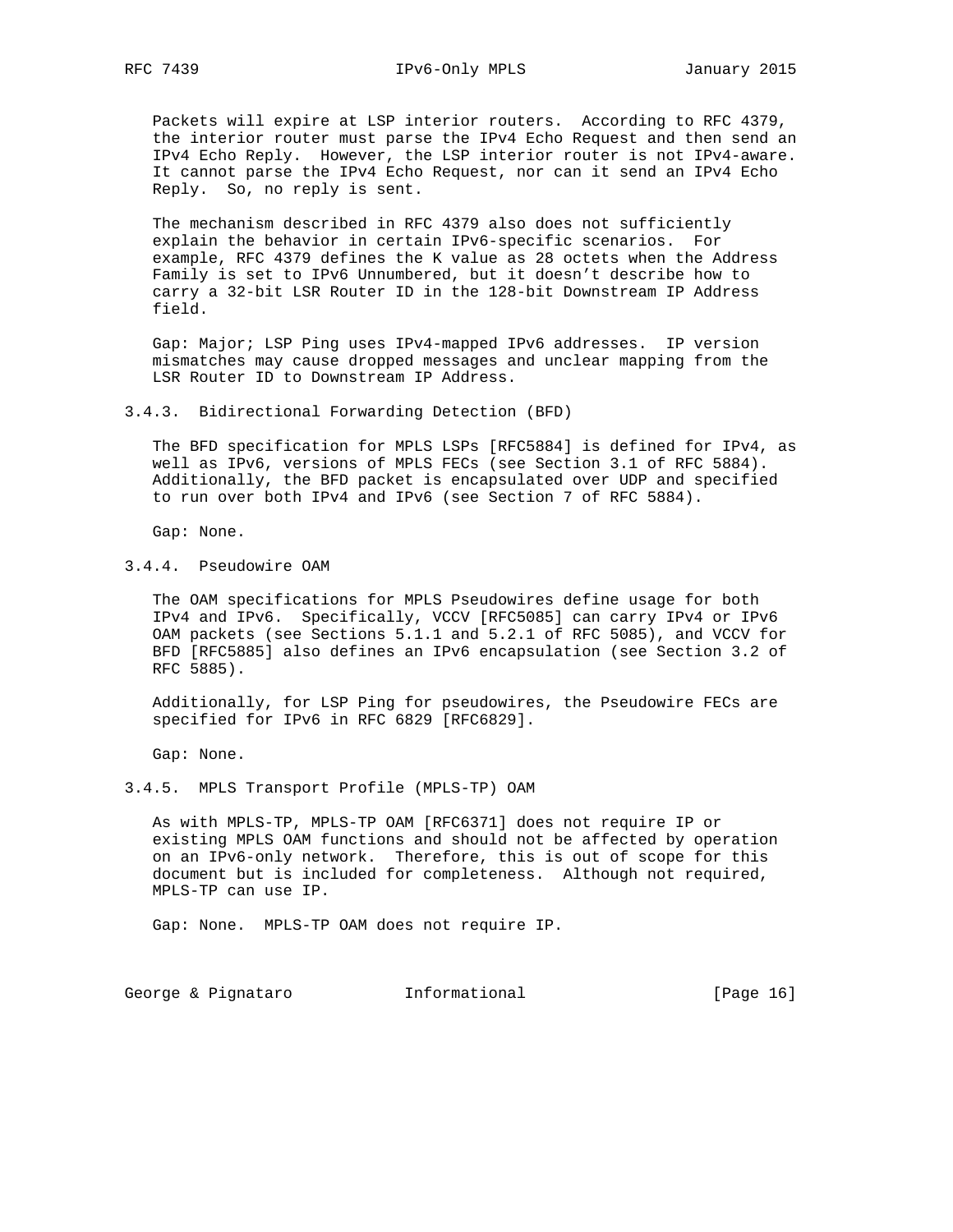Packets will expire at LSP interior routers. According to RFC 4379, the interior router must parse the IPv4 Echo Request and then send an IPv4 Echo Reply. However, the LSP interior router is not IPv4-aware. It cannot parse the IPv4 Echo Request, nor can it send an IPv4 Echo Reply. So, no reply is sent.

The mechanism described in RFC 4379 also does not sufficiently explain the behavior in certain IPv6-specific scenarios. For example, RFC 4379 defines the K value as 28 octets when the Address Family is set to IPv6 Unnumbered, but it doesn't describe how to carry a 32-bit LSR Router ID in the 128-bit Downstream IP Address field.

Gap: Major; LSP Ping uses IPv4-mapped IPv6 addresses. IP version mismatches may cause dropped messages and unclear mapping from the LSR Router ID to Downstream IP Address.

### 3.4.3. Bidirectional Forwarding Detection (BFD)

The BFD specification for MPLS LSPs [RFC5884] is defined for IPv4, as well as IPv6, versions of MPLS FECs (see Section 3.1 of RFC 5884). Additionally, the BFD packet is encapsulated over UDP and specified to run over both IPv4 and IPv6 (see Section 7 of RFC 5884).

Gap: None.

### 3.4.4. Pseudowire OAM

The OAM specifications for MPLS Pseudowires define usage for both IPv4 and IPv6. Specifically, VCCV [RFC5085] can carry IPv4 or IPv6 OAM packets (see Sections 5.1.1 and 5.2.1 of RFC 5085), and VCCV for BFD [RFC5885] also defines an IPv6 encapsulation (see Section 3.2 of RFC 5885).

Additionally, for LSP Ping for pseudowires, the Pseudowire FECs are specified for IPv6 in RFC 6829 [RFC6829].

Gap: None.

### 3.4.5. MPLS Transport Profile (MPLS-TP) OAM

As with MPLS-TP, MPLS-TP OAM [RFC6371] does not require IP or existing MPLS OAM functions and should not be affected by operation on an IPv6-only network. Therefore, this is out of scope for this document but is included for completeness. Although not required, MPLS-TP can use IP.

Gap: None. MPLS-TP OAM does not require IP.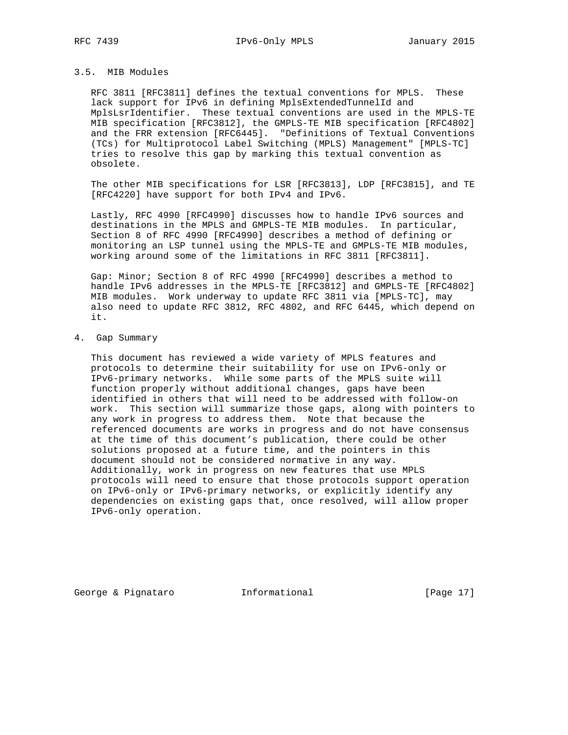### 3.5. MIB Modules

RFC 3811 [RFC3811] defines the textual conventions for MPLS. These lack support for IPv6 in defining MplsExtendedTunnelId and MplsLsrIdentifier. These textual conventions are used in the MPLS-TE MIB specification [RFC3812], the GMPLS-TE MIB specification [RFC4802] and the FRR extension [RFC6445]. "Definitions of Textual Conventions (TCs) for Multiprotocol Label Switching (MPLS) Management" [MPLS-TC] tries to resolve this gap by marking this textual convention as obsolete.

The other MIB specifications for LSR [RFC3813], LDP [RFC3815], and TE [RFC4220] have support for both IPv4 and IPv6.

Lastly, RFC 4990 [RFC4990] discusses how to handle IPv6 sources and destinations in the MPLS and GMPLS-TE MIB modules. In particular, Section 8 of RFC 4990 [RFC4990] describes a method of defining or monitoring an LSP tunnel using the MPLS-TE and GMPLS-TE MIB modules, working around some of the limitations in RFC 3811 [RFC3811].

Gap: Minor; Section 8 of RFC 4990 [RFC4990] describes a method to handle IPv6 addresses in the MPLS-TE [RFC3812] and GMPLS-TE [RFC4802] MIB modules. Work underway to update RFC 3811 via [MPLS-TC], may also need to update RFC 3812, RFC 4802, and RFC 6445, which depend on it.

## 4. Gap Summary

This document has reviewed a wide variety of MPLS features and protocols to determine their suitability for use on IPv6-only or IPv6-primary networks. While some parts of the MPLS suite will function properly without additional changes, gaps have been identified in others that will need to be addressed with follow-on work. This section will summarize those gaps, along with pointers to any work in progress to address them. Note that because the referenced documents are works in progress and do not have consensus at the time of this document's publication, there could be other solutions proposed at a future time, and the pointers in this document should not be considered normative in any way. Additionally, work in progress on new features that use MPLS protocols will need to ensure that those protocols support operation on IPv6-only or IPv6-primary networks, or explicitly identify any dependencies on existing gaps that, once resolved, will allow proper IPv6-only operation.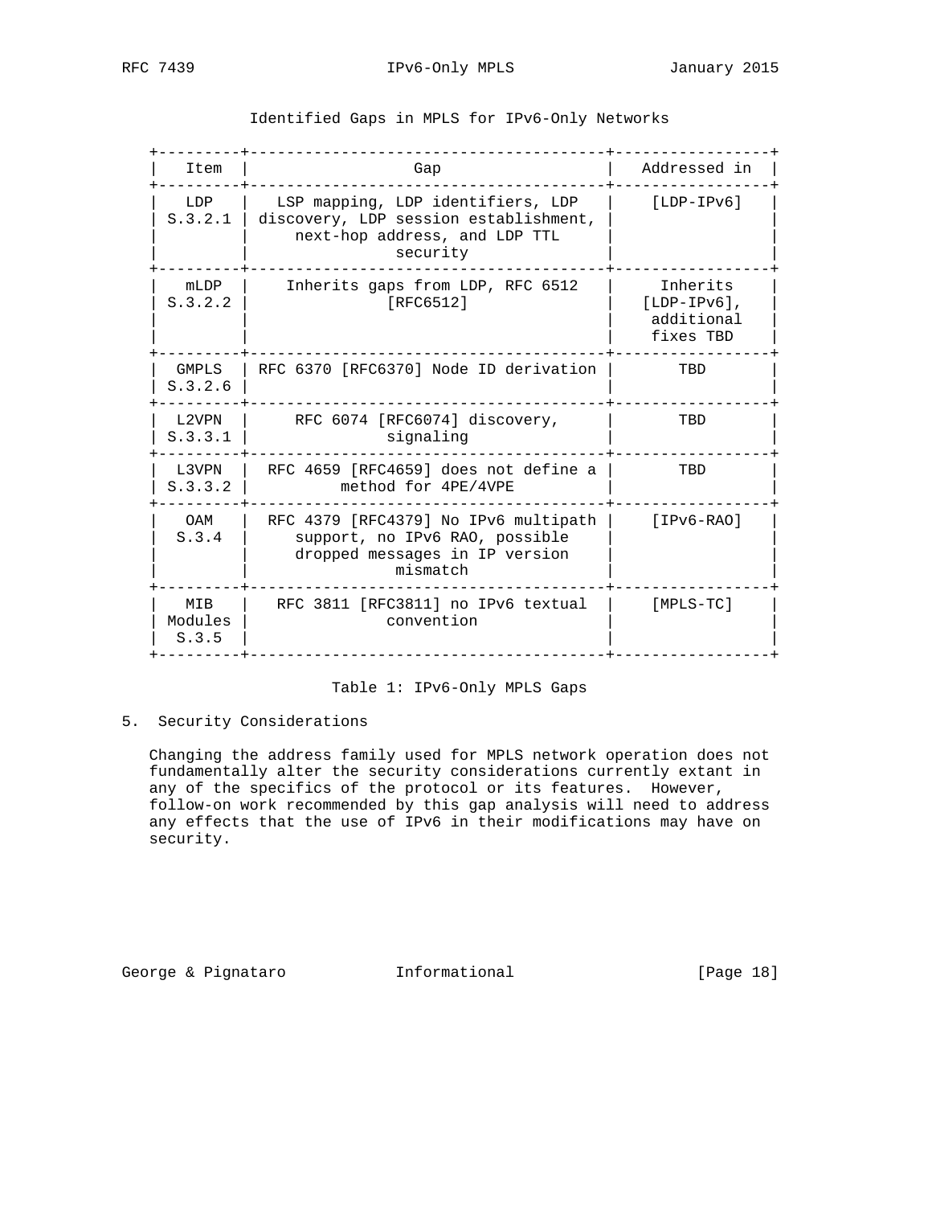Identified Gaps in MPLS for IPv6-Only Networks

| Item | Gap | Addressed in |
|---|---|---|
| LDP S.3.2.1 | LSP mapping, LDP identifiers, LDP discovery, LDP session establishment, next-hop address, and LDP TTL security | [LDP-IPv6] |
| mLDP S.3.2.2 | Inherits gaps from LDP, RFC 6512 [RFC6512] | Inherits [LDP-IPv6], additional fixes TBD |
| GMPLS S.3.2.6 | RFC 6370 [RFC6370] Node ID derivation | TBD |
| L2VPN S.3.3.1 | RFC 6074 [RFC6074] discovery, signaling | TBD |
| L3VPN S.3.3.2 | RFC 4659 [RFC4659] does not define a method for 4PE/4VPE | TBD |
| OAM S.3.4 | RFC 4379 [RFC4379] No IPv6 multipath support, no IPv6 RAO, possible dropped messages in IP version mismatch | [IPv6-RAO] |
| MIB Modules S.3.5 | RFC 3811 [RFC3811] no IPv6 textual convention | [MPLS-TC] |

Table 1: IPv6-Only MPLS Gaps

# 5. Security Considerations

Changing the address family used for MPLS network operation does not fundamentally alter the security considerations currently extant in any of the specifics of the protocol or its features. However, follow-on work recommended by this gap analysis will need to address any effects that the use of IPv6 in their modifications may have on security.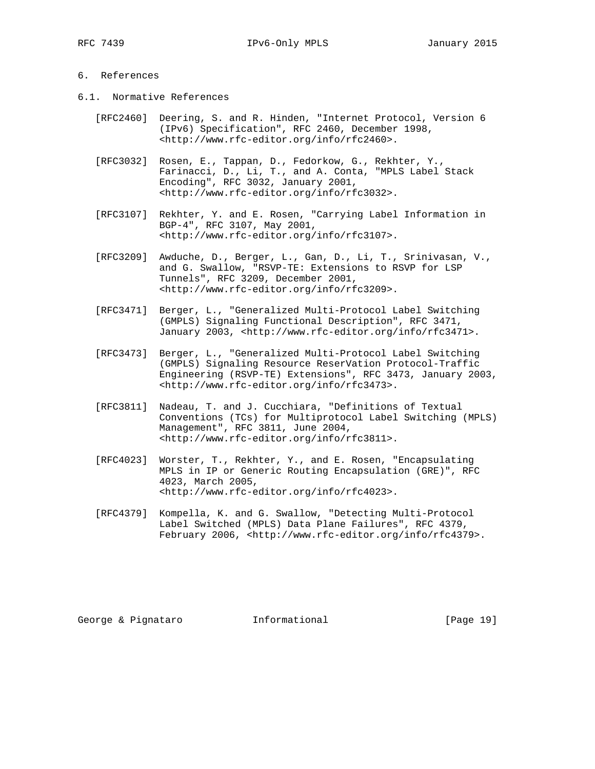# 6. References

## 6.1. Normative References

[RFC2460] Deering, S. and R. Hinden, "Internet Protocol, Version 6 (IPv6) Specification", RFC 2460, December 1998, <http://www.rfc-editor.org/info/rfc2460>.

[RFC3032] Rosen, E., Tappan, D., Fedorkow, G., Rekhter, Y., Farinacci, D., Li, T., and A. Conta, "MPLS Label Stack Encoding", RFC 3032, January 2001, <http://www.rfc-editor.org/info/rfc3032>.

[RFC3107] Rekhter, Y. and E. Rosen, "Carrying Label Information in BGP-4", RFC 3107, May 2001, <http://www.rfc-editor.org/info/rfc3107>.

[RFC3209] Awduche, D., Berger, L., Gan, D., Li, T., Srinivasan, V., and G. Swallow, "RSVP-TE: Extensions to RSVP for LSP Tunnels", RFC 3209, December 2001, <http://www.rfc-editor.org/info/rfc3209>.

[RFC3471] Berger, L., "Generalized Multi-Protocol Label Switching (GMPLS) Signaling Functional Description", RFC 3471, January 2003, <http://www.rfc-editor.org/info/rfc3471>.

[RFC3473] Berger, L., "Generalized Multi-Protocol Label Switching (GMPLS) Signaling Resource ReserVation Protocol-Traffic Engineering (RSVP-TE) Extensions", RFC 3473, January 2003, <http://www.rfc-editor.org/info/rfc3473>.

[RFC3811] Nadeau, T. and J. Cucchiara, "Definitions of Textual Conventions (TCs) for Multiprotocol Label Switching (MPLS) Management", RFC 3811, June 2004, <http://www.rfc-editor.org/info/rfc3811>.

[RFC4023] Worster, T., Rekhter, Y., and E. Rosen, "Encapsulating MPLS in IP or Generic Routing Encapsulation (GRE)", RFC 4023, March 2005, <http://www.rfc-editor.org/info/rfc4023>.

[RFC4379] Kompella, K. and G. Swallow, "Detecting Multi-Protocol Label Switched (MPLS) Data Plane Failures", RFC 4379, February 2006, <http://www.rfc-editor.org/info/rfc4379>.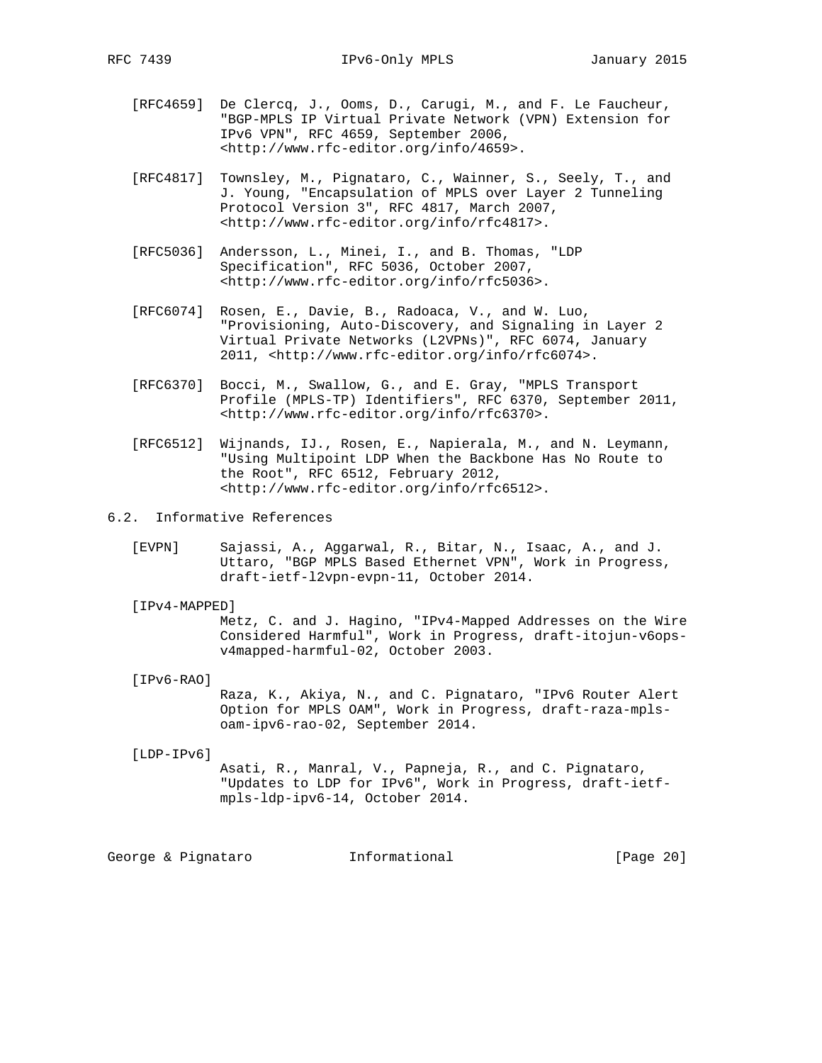[RFC4659] De Clercq, J., Ooms, D., Carugi, M., and F. Le Faucheur, "BGP-MPLS IP Virtual Private Network (VPN) Extension for IPv6 VPN", RFC 4659, September 2006, <http://www.rfc-editor.org/info/4659>.

[RFC4817] Townsley, M., Pignataro, C., Wainner, S., Seely, T., and J. Young, "Encapsulation of MPLS over Layer 2 Tunneling Protocol Version 3", RFC 4817, March 2007, <http://www.rfc-editor.org/info/rfc4817>.

[RFC5036] Andersson, L., Minei, I., and B. Thomas, "LDP Specification", RFC 5036, October 2007, <http://www.rfc-editor.org/info/rfc5036>.

[RFC6074] Rosen, E., Davie, B., Radoaca, V., and W. Luo, "Provisioning, Auto-Discovery, and Signaling in Layer 2 Virtual Private Networks (L2VPNs)", RFC 6074, January 2011, <http://www.rfc-editor.org/info/rfc6074>.

[RFC6370] Bocci, M., Swallow, G., and E. Gray, "MPLS Transport Profile (MPLS-TP) Identifiers", RFC 6370, September 2011, <http://www.rfc-editor.org/info/rfc6370>.

[RFC6512] Wijnands, IJ., Rosen, E., Napierala, M., and N. Leymann, "Using Multipoint LDP When the Backbone Has No Route to the Root", RFC 6512, February 2012, <http://www.rfc-editor.org/info/rfc6512>.

## 6.2. Informative References

[EVPN] Sajassi, A., Aggarwal, R., Bitar, N., Isaac, A., and J. Uttaro, "BGP MPLS Based Ethernet VPN", Work in Progress, draft-ietf-l2vpn-evpn-11, October 2014.

[IPv4-MAPPED] Metz, C. and J. Hagino, "IPv4-Mapped Addresses on the Wire Considered Harmful", Work in Progress, draft-itojun-v6ops-v4mapped-harmful-02, October 2003.

[IPv6-RAO] Raza, K., Akiya, N., and C. Pignataro, "IPv6 Router Alert Option for MPLS OAM", Work in Progress, draft-raza-mpls-oam-ipv6-rao-02, September 2014.

[LDP-IPv6] Asati, R., Manral, V., Papneja, R., and C. Pignataro, "Updates to LDP for IPv6", Work in Progress, draft-ietf-mpls-ldp-ipv6-14, October 2014.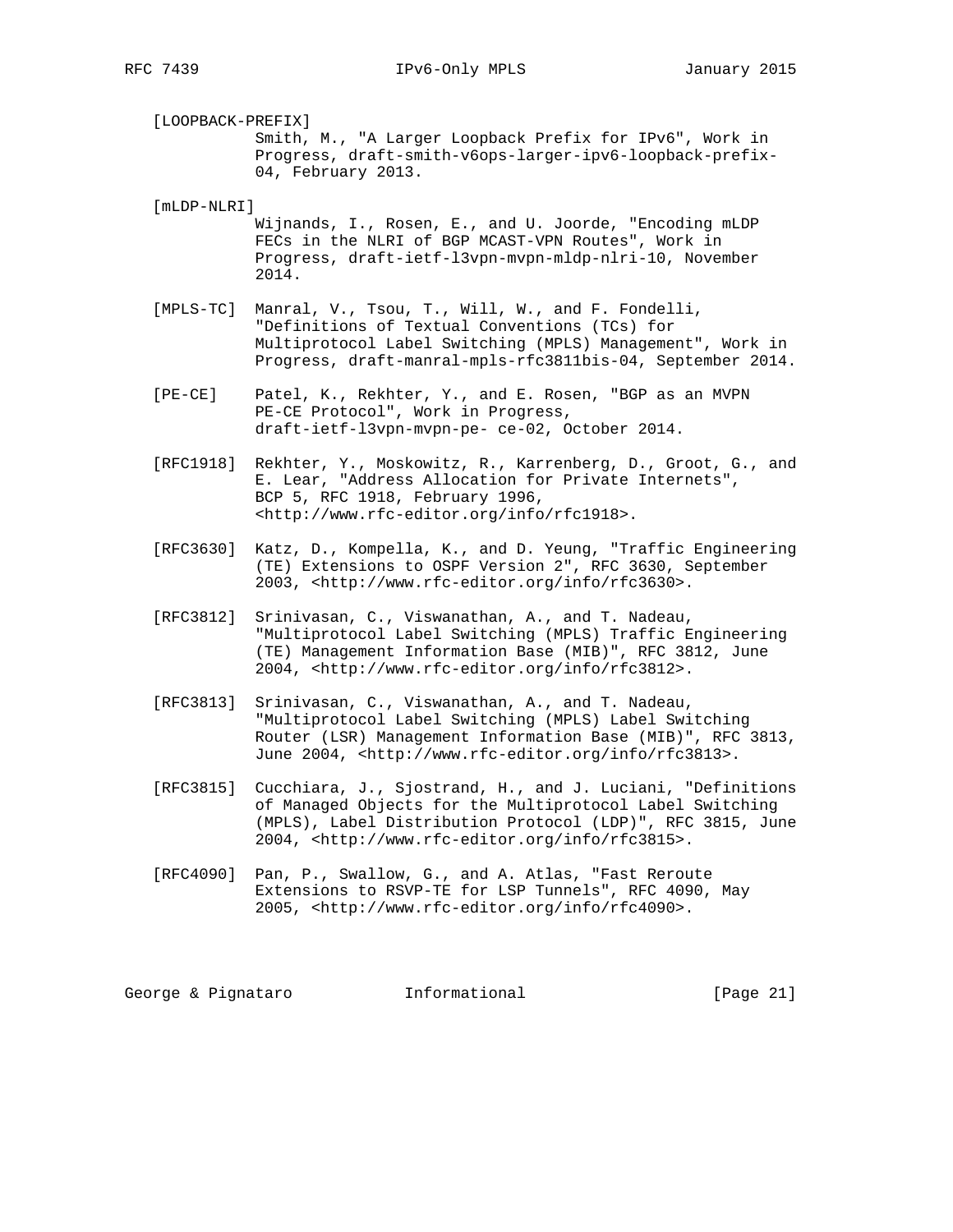[LOOPBACK-PREFIX]
Smith, M., "A Larger Loopback Prefix for IPv6", Work in Progress, draft-smith-v6ops-larger-ipv6-loopback-prefix-04, February 2013.

[mLDP-NLRI]
Wijnands, I., Rosen, E., and U. Joorde, "Encoding mLDP FECs in the NLRI of BGP MCAST-VPN Routes", Work in Progress, draft-ietf-l3vpn-mvpn-mldp-nlri-10, November 2014.

[MPLS-TC] Manral, V., Tsou, T., Will, W., and F. Fondelli, "Definitions of Textual Conventions (TCs) for Multiprotocol Label Switching (MPLS) Management", Work in Progress, draft-manral-mpls-rfc3811bis-04, September 2014.

[PE-CE] Patel, K., Rekhter, Y., and E. Rosen, "BGP as an MVPN PE-CE Protocol", Work in Progress, draft-ietf-l3vpn-mvpn-pe- ce-02, October 2014.

[RFC1918] Rekhter, Y., Moskowitz, R., Karrenberg, D., Groot, G., and E. Lear, "Address Allocation for Private Internets", BCP 5, RFC 1918, February 1996, <http://www.rfc-editor.org/info/rfc1918>.

[RFC3630] Katz, D., Kompella, K., and D. Yeung, "Traffic Engineering (TE) Extensions to OSPF Version 2", RFC 3630, September 2003, <http://www.rfc-editor.org/info/rfc3630>.

[RFC3812] Srinivasan, C., Viswanathan, A., and T. Nadeau, "Multiprotocol Label Switching (MPLS) Traffic Engineering (TE) Management Information Base (MIB)", RFC 3812, June 2004, <http://www.rfc-editor.org/info/rfc3812>.

[RFC3813] Srinivasan, C., Viswanathan, A., and T. Nadeau, "Multiprotocol Label Switching (MPLS) Label Switching Router (LSR) Management Information Base (MIB)", RFC 3813, June 2004, <http://www.rfc-editor.org/info/rfc3813>.

[RFC3815] Cucchiara, J., Sjostrand, H., and J. Luciani, "Definitions of Managed Objects for the Multiprotocol Label Switching (MPLS), Label Distribution Protocol (LDP)", RFC 3815, June 2004, <http://www.rfc-editor.org/info/rfc3815>.

[RFC4090] Pan, P., Swallow, G., and A. Atlas, "Fast Reroute Extensions to RSVP-TE for LSP Tunnels", RFC 4090, May 2005, <http://www.rfc-editor.org/info/rfc4090>.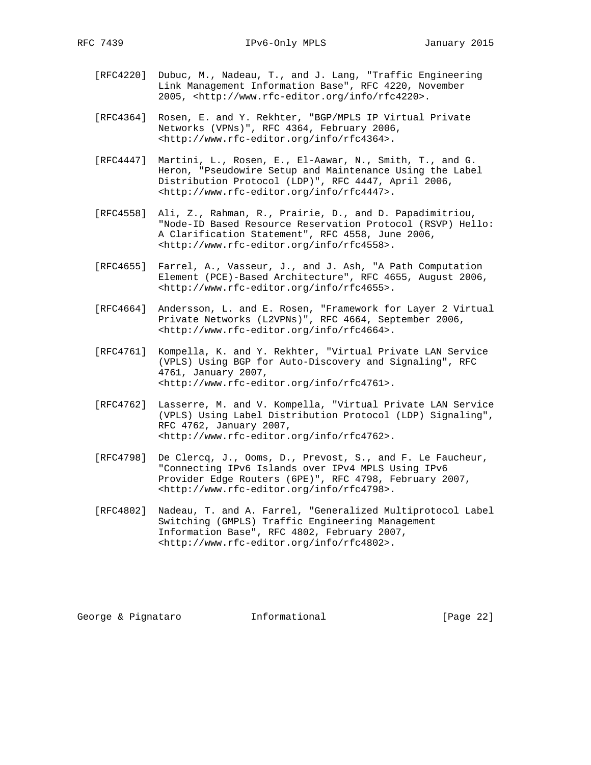[RFC4220] Dubuc, M., Nadeau, T., and J. Lang, "Traffic Engineering Link Management Information Base", RFC 4220, November 2005, <http://www.rfc-editor.org/info/rfc4220>.

[RFC4364] Rosen, E. and Y. Rekhter, "BGP/MPLS IP Virtual Private Networks (VPNs)", RFC 4364, February 2006, <http://www.rfc-editor.org/info/rfc4364>.

[RFC4447] Martini, L., Rosen, E., El-Aawar, N., Smith, T., and G. Heron, "Pseudowire Setup and Maintenance Using the Label Distribution Protocol (LDP)", RFC 4447, April 2006, <http://www.rfc-editor.org/info/rfc4447>.

[RFC4558] Ali, Z., Rahman, R., Prairie, D., and D. Papadimitriou, "Node-ID Based Resource Reservation Protocol (RSVP) Hello: A Clarification Statement", RFC 4558, June 2006, <http://www.rfc-editor.org/info/rfc4558>.

[RFC4655] Farrel, A., Vasseur, J., and J. Ash, "A Path Computation Element (PCE)-Based Architecture", RFC 4655, August 2006, <http://www.rfc-editor.org/info/rfc4655>.

[RFC4664] Andersson, L. and E. Rosen, "Framework for Layer 2 Virtual Private Networks (L2VPNs)", RFC 4664, September 2006, <http://www.rfc-editor.org/info/rfc4664>.

[RFC4761] Kompella, K. and Y. Rekhter, "Virtual Private LAN Service (VPLS) Using BGP for Auto-Discovery and Signaling", RFC 4761, January 2007, <http://www.rfc-editor.org/info/rfc4761>.

[RFC4762] Lasserre, M. and V. Kompella, "Virtual Private LAN Service (VPLS) Using Label Distribution Protocol (LDP) Signaling", RFC 4762, January 2007, <http://www.rfc-editor.org/info/rfc4762>.

[RFC4798] De Clercq, J., Ooms, D., Prevost, S., and F. Le Faucheur, "Connecting IPv6 Islands over IPv4 MPLS Using IPv6 Provider Edge Routers (6PE)", RFC 4798, February 2007, <http://www.rfc-editor.org/info/rfc4798>.

[RFC4802] Nadeau, T. and A. Farrel, "Generalized Multiprotocol Label Switching (GMPLS) Traffic Engineering Management Information Base", RFC 4802, February 2007, <http://www.rfc-editor.org/info/rfc4802>.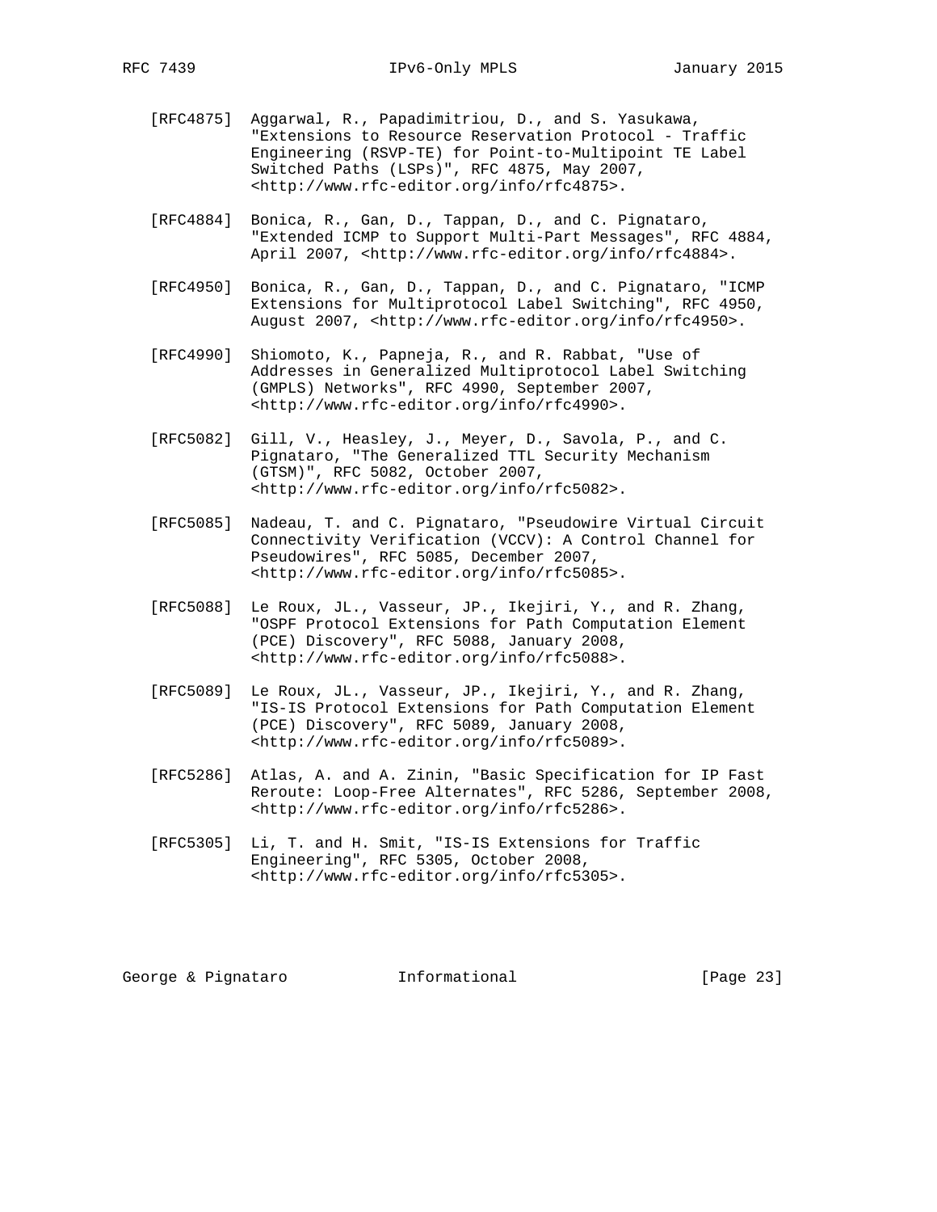[RFC4875] Aggarwal, R., Papadimitriou, D., and S. Yasukawa, "Extensions to Resource Reservation Protocol - Traffic Engineering (RSVP-TE) for Point-to-Multipoint TE Label Switched Paths (LSPs)", RFC 4875, May 2007, <http://www.rfc-editor.org/info/rfc4875>.

[RFC4884] Bonica, R., Gan, D., Tappan, D., and C. Pignataro, "Extended ICMP to Support Multi-Part Messages", RFC 4884, April 2007, <http://www.rfc-editor.org/info/rfc4884>.

[RFC4950] Bonica, R., Gan, D., Tappan, D., and C. Pignataro, "ICMP Extensions for Multiprotocol Label Switching", RFC 4950, August 2007, <http://www.rfc-editor.org/info/rfc4950>.

[RFC4990] Shiomoto, K., Papneja, R., and R. Rabbat, "Use of Addresses in Generalized Multiprotocol Label Switching (GMPLS) Networks", RFC 4990, September 2007, <http://www.rfc-editor.org/info/rfc4990>.

[RFC5082] Gill, V., Heasley, J., Meyer, D., Savola, P., and C. Pignataro, "The Generalized TTL Security Mechanism (GTSM)", RFC 5082, October 2007, <http://www.rfc-editor.org/info/rfc5082>.

[RFC5085] Nadeau, T. and C. Pignataro, "Pseudowire Virtual Circuit Connectivity Verification (VCCV): A Control Channel for Pseudowires", RFC 5085, December 2007, <http://www.rfc-editor.org/info/rfc5085>.

[RFC5088] Le Roux, JL., Vasseur, JP., Ikejiri, Y., and R. Zhang, "OSPF Protocol Extensions for Path Computation Element (PCE) Discovery", RFC 5088, January 2008, <http://www.rfc-editor.org/info/rfc5088>.

[RFC5089] Le Roux, JL., Vasseur, JP., Ikejiri, Y., and R. Zhang, "IS-IS Protocol Extensions for Path Computation Element (PCE) Discovery", RFC 5089, January 2008, <http://www.rfc-editor.org/info/rfc5089>.

[RFC5286] Atlas, A. and A. Zinin, "Basic Specification for IP Fast Reroute: Loop-Free Alternates", RFC 5286, September 2008, <http://www.rfc-editor.org/info/rfc5286>.

[RFC5305] Li, T. and H. Smit, "IS-IS Extensions for Traffic Engineering", RFC 5305, October 2008, <http://www.rfc-editor.org/info/rfc5305>.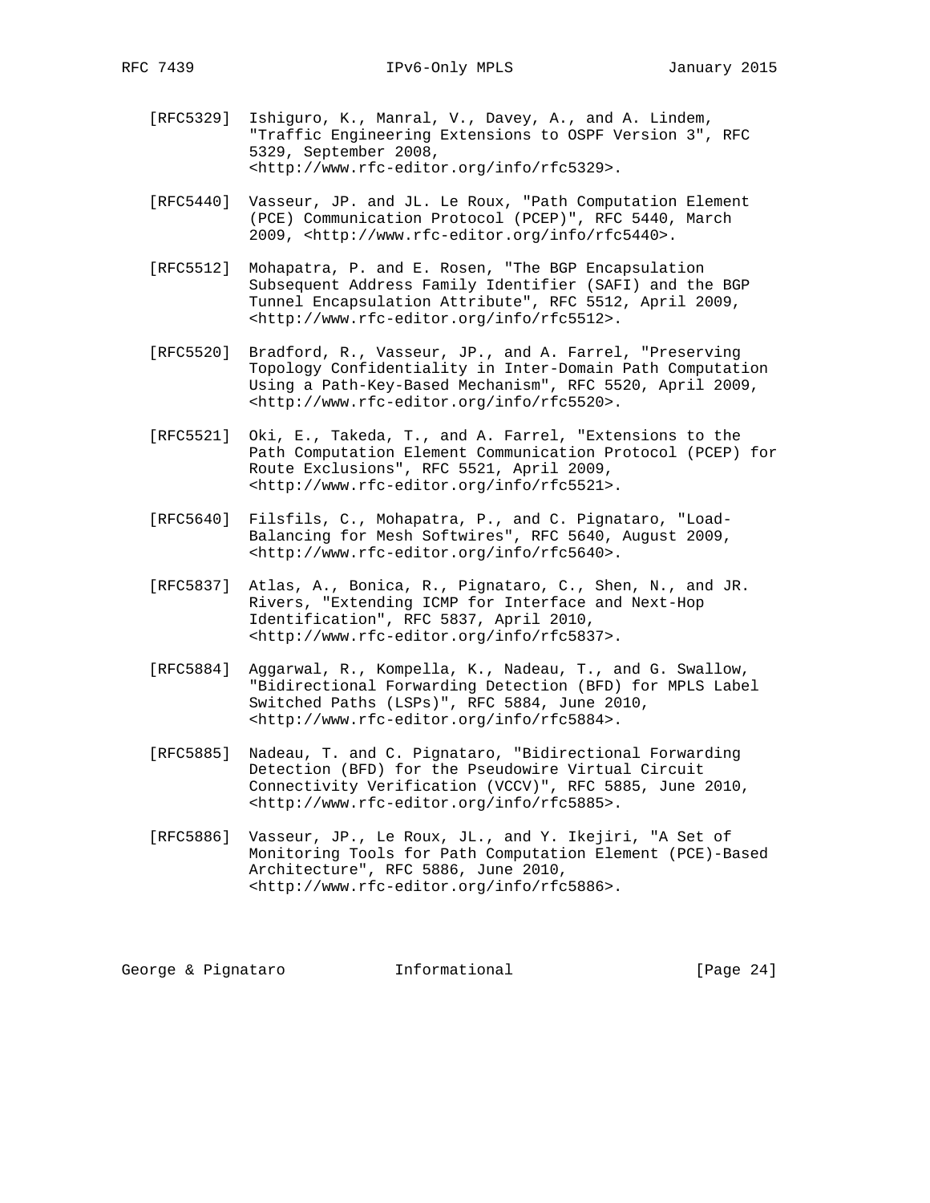[RFC5329] Ishiguro, K., Manral, V., Davey, A., and A. Lindem, "Traffic Engineering Extensions to OSPF Version 3", RFC 5329, September 2008, <http://www.rfc-editor.org/info/rfc5329>.

[RFC5440] Vasseur, JP. and JL. Le Roux, "Path Computation Element (PCE) Communication Protocol (PCEP)", RFC 5440, March 2009, <http://www.rfc-editor.org/info/rfc5440>.

[RFC5512] Mohapatra, P. and E. Rosen, "The BGP Encapsulation Subsequent Address Family Identifier (SAFI) and the BGP Tunnel Encapsulation Attribute", RFC 5512, April 2009, <http://www.rfc-editor.org/info/rfc5512>.

[RFC5520] Bradford, R., Vasseur, JP., and A. Farrel, "Preserving Topology Confidentiality in Inter-Domain Path Computation Using a Path-Key-Based Mechanism", RFC 5520, April 2009, <http://www.rfc-editor.org/info/rfc5520>.

[RFC5521] Oki, E., Takeda, T., and A. Farrel, "Extensions to the Path Computation Element Communication Protocol (PCEP) for Route Exclusions", RFC 5521, April 2009, <http://www.rfc-editor.org/info/rfc5521>.

[RFC5640] Filsfils, C., Mohapatra, P., and C. Pignataro, "Load-Balancing for Mesh Softwires", RFC 5640, August 2009, <http://www.rfc-editor.org/info/rfc5640>.

[RFC5837] Atlas, A., Bonica, R., Pignataro, C., Shen, N., and JR. Rivers, "Extending ICMP for Interface and Next-Hop Identification", RFC 5837, April 2010, <http://www.rfc-editor.org/info/rfc5837>.

[RFC5884] Aggarwal, R., Kompella, K., Nadeau, T., and G. Swallow, "Bidirectional Forwarding Detection (BFD) for MPLS Label Switched Paths (LSPs)", RFC 5884, June 2010, <http://www.rfc-editor.org/info/rfc5884>.

[RFC5885] Nadeau, T. and C. Pignataro, "Bidirectional Forwarding Detection (BFD) for the Pseudowire Virtual Circuit Connectivity Verification (VCCV)", RFC 5885, June 2010, <http://www.rfc-editor.org/info/rfc5885>.

[RFC5886] Vasseur, JP., Le Roux, JL., and Y. Ikejiri, "A Set of Monitoring Tools for Path Computation Element (PCE)-Based Architecture", RFC 5886, June 2010, <http://www.rfc-editor.org/info/rfc5886>.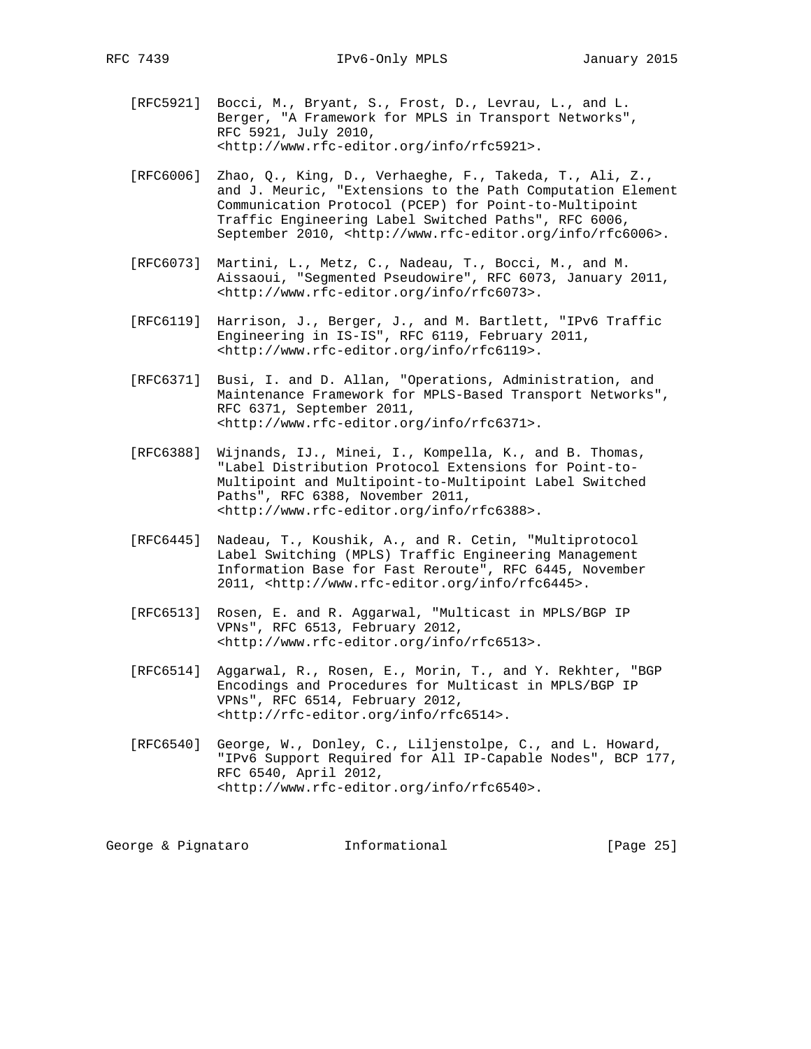[RFC5921] Bocci, M., Bryant, S., Frost, D., Levrau, L., and L. Berger, "A Framework for MPLS in Transport Networks", RFC 5921, July 2010, <http://www.rfc-editor.org/info/rfc5921>.

[RFC6006] Zhao, Q., King, D., Verhaeghe, F., Takeda, T., Ali, Z., and J. Meuric, "Extensions to the Path Computation Element Communication Protocol (PCEP) for Point-to-Multipoint Traffic Engineering Label Switched Paths", RFC 6006, September 2010, <http://www.rfc-editor.org/info/rfc6006>.

[RFC6073] Martini, L., Metz, C., Nadeau, T., Bocci, M., and M. Aissaoui, "Segmented Pseudowire", RFC 6073, January 2011, <http://www.rfc-editor.org/info/rfc6073>.

[RFC6119] Harrison, J., Berger, J., and M. Bartlett, "IPv6 Traffic Engineering in IS-IS", RFC 6119, February 2011, <http://www.rfc-editor.org/info/rfc6119>.

[RFC6371] Busi, I. and D. Allan, "Operations, Administration, and Maintenance Framework for MPLS-Based Transport Networks", RFC 6371, September 2011, <http://www.rfc-editor.org/info/rfc6371>.

[RFC6388] Wijnands, IJ., Minei, I., Kompella, K., and B. Thomas, "Label Distribution Protocol Extensions for Point-to-Multipoint and Multipoint-to-Multipoint Label Switched Paths", RFC 6388, November 2011, <http://www.rfc-editor.org/info/rfc6388>.

[RFC6445] Nadeau, T., Koushik, A., and R. Cetin, "Multiprotocol Label Switching (MPLS) Traffic Engineering Management Information Base for Fast Reroute", RFC 6445, November 2011, <http://www.rfc-editor.org/info/rfc6445>.

[RFC6513] Rosen, E. and R. Aggarwal, "Multicast in MPLS/BGP IP VPNs", RFC 6513, February 2012, <http://www.rfc-editor.org/info/rfc6513>.

[RFC6514] Aggarwal, R., Rosen, E., Morin, T., and Y. Rekhter, "BGP Encodings and Procedures for Multicast in MPLS/BGP IP VPNs", RFC 6514, February 2012, <http://rfc-editor.org/info/rfc6514>.

[RFC6540] George, W., Donley, C., Liljenstolpe, C., and L. Howard, "IPv6 Support Required for All IP-Capable Nodes", BCP 177, RFC 6540, April 2012, <http://www.rfc-editor.org/info/rfc6540>.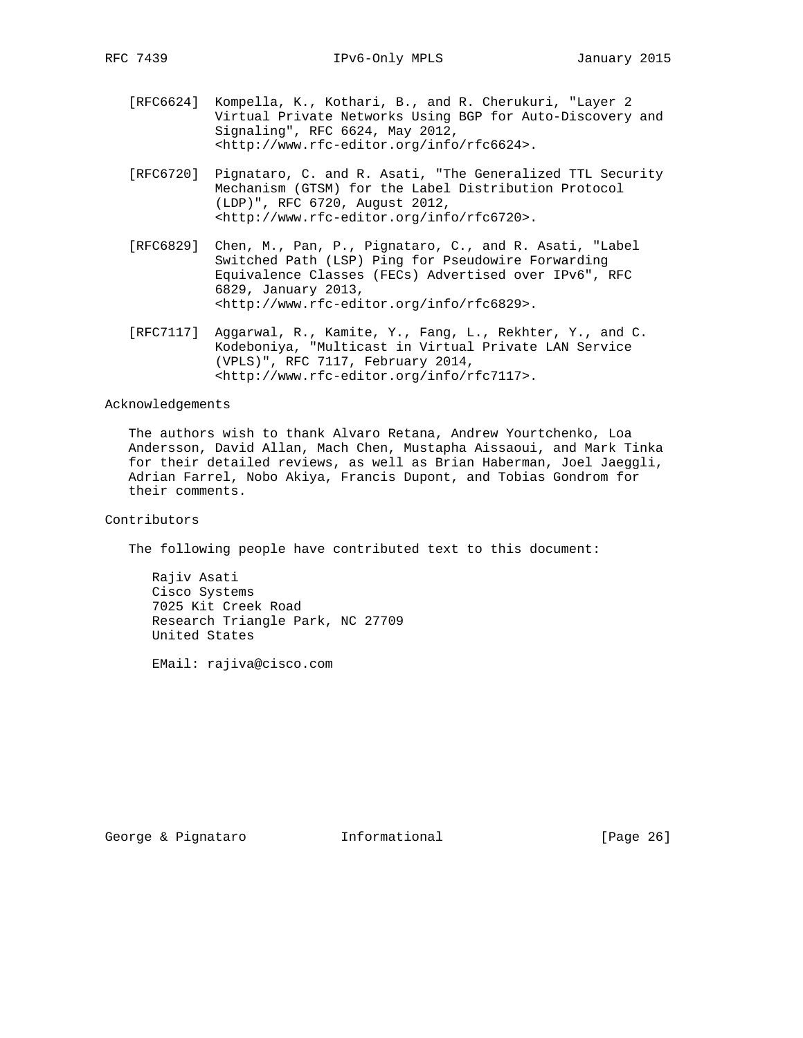[RFC6624] Kompella, K., Kothari, B., and R. Cherukuri, "Layer 2 Virtual Private Networks Using BGP for Auto-Discovery and Signaling", RFC 6624, May 2012, <http://www.rfc-editor.org/info/rfc6624>.

[RFC6720] Pignataro, C. and R. Asati, "The Generalized TTL Security Mechanism (GTSM) for the Label Distribution Protocol (LDP)", RFC 6720, August 2012, <http://www.rfc-editor.org/info/rfc6720>.

[RFC6829] Chen, M., Pan, P., Pignataro, C., and R. Asati, "Label Switched Path (LSP) Ping for Pseudowire Forwarding Equivalence Classes (FECs) Advertised over IPv6", RFC 6829, January 2013, <http://www.rfc-editor.org/info/rfc6829>.

[RFC7117] Aggarwal, R., Kamite, Y., Fang, L., Rekhter, Y., and C. Kodeboniya, "Multicast in Virtual Private LAN Service (VPLS)", RFC 7117, February 2014, <http://www.rfc-editor.org/info/rfc7117>.

## Acknowledgements

The authors wish to thank Alvaro Retana, Andrew Yourtchenko, Loa Andersson, David Allan, Mach Chen, Mustapha Aissaoui, and Mark Tinka for their detailed reviews, as well as Brian Haberman, Joel Jaeggli, Adrian Farrel, Nobo Akiya, Francis Dupont, and Tobias Gondrom for their comments.

## Contributors

The following people have contributed text to this document:

Rajiv Asati
Cisco Systems
7025 Kit Creek Road
Research Triangle Park, NC 27709
United States

EMail: rajiva@cisco.com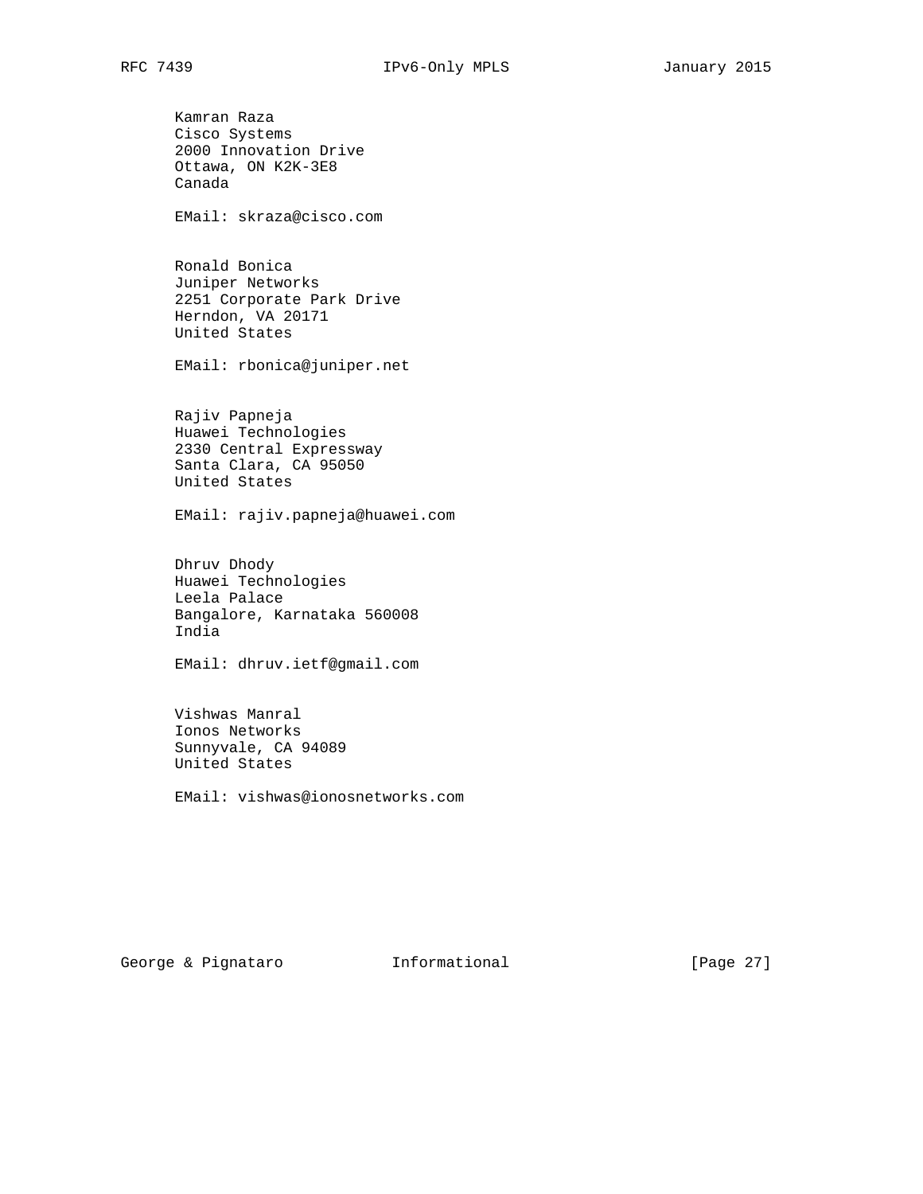Kamran Raza
Cisco Systems
2000 Innovation Drive
Ottawa, ON K2K-3E8
Canada

EMail: skraza@cisco.com

Ronald Bonica
Juniper Networks
2251 Corporate Park Drive
Herndon, VA 20171
United States

EMail: rbonica@juniper.net

Rajiv Papneja
Huawei Technologies
2330 Central Expressway
Santa Clara, CA 95050
United States

EMail: rajiv.papneja@huawei.com

Dhruv Dhody
Huawei Technologies
Leela Palace
Bangalore, Karnataka 560008
India

EMail: dhruv.ietf@gmail.com

Vishwas Manral
Ionos Networks
Sunnyvale, CA 94089
United States

EMail: vishwas@ionosnetworks.com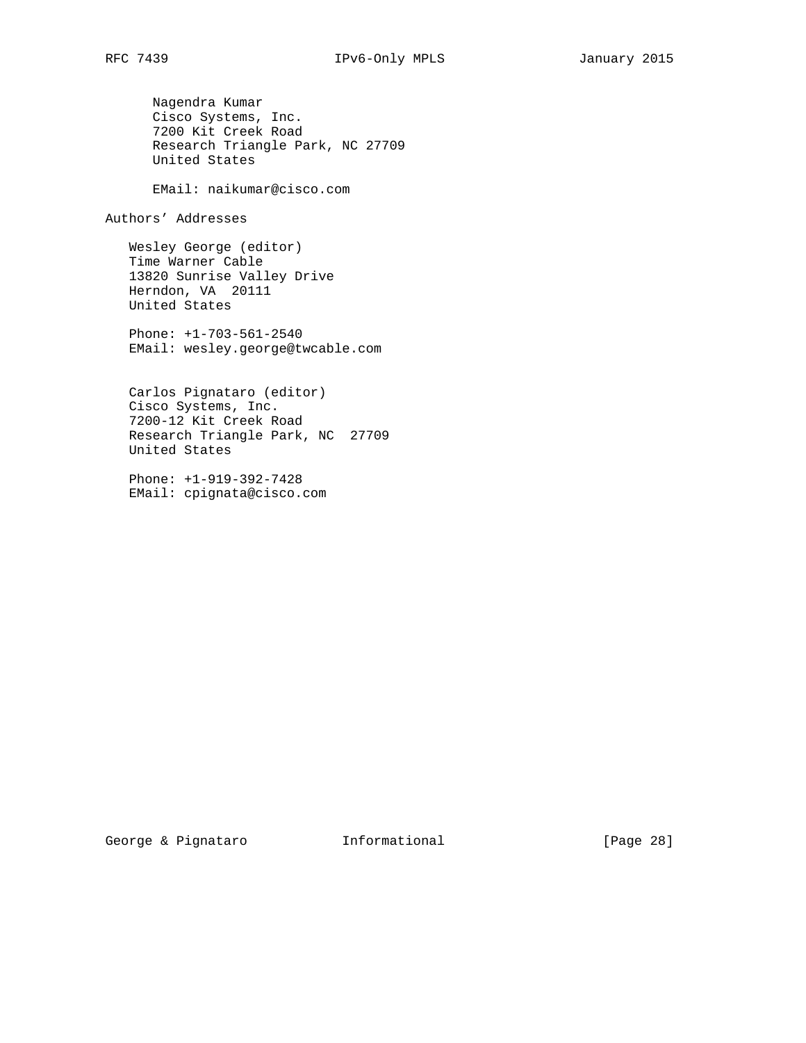Nagendra Kumar
Cisco Systems, Inc.
7200 Kit Creek Road
Research Triangle Park, NC 27709
United States

EMail: naikumar@cisco.com

## Authors' Addresses

Wesley George (editor)
Time Warner Cable
13820 Sunrise Valley Drive
Herndon, VA 20111
United States

Phone: +1-703-561-2540
EMail: wesley.george@twcable.com

Carlos Pignataro (editor)
Cisco Systems, Inc.
7200-12 Kit Creek Road
Research Triangle Park, NC 27709
United States

Phone: +1-919-392-7428
EMail: cpignata@cisco.com